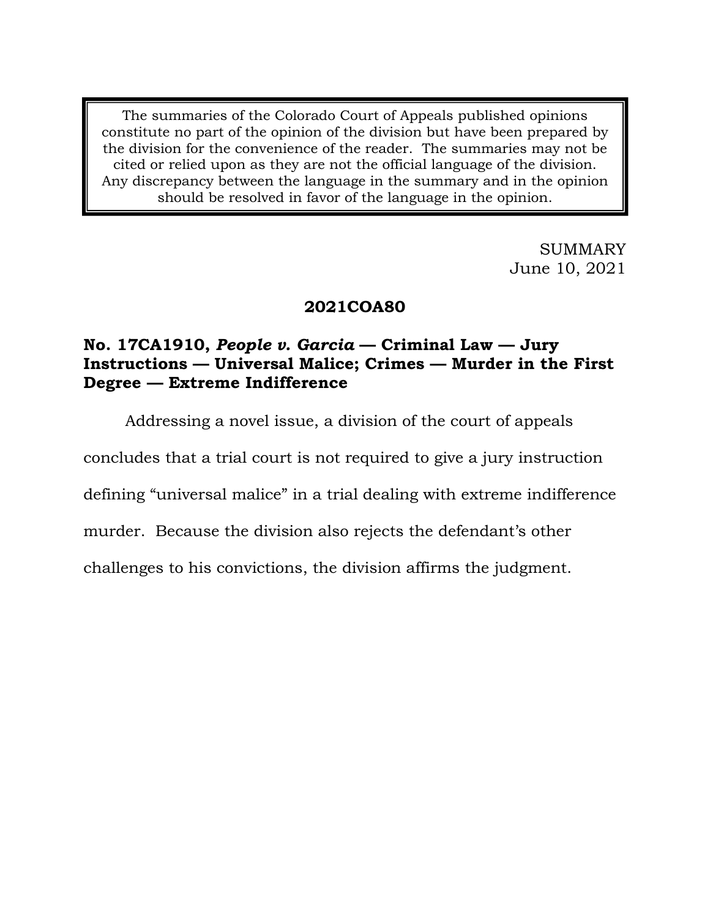The summaries of the Colorado Court of Appeals published opinions constitute no part of the opinion of the division but have been prepared by the division for the convenience of the reader. The summaries may not be cited or relied upon as they are not the official language of the division. Any discrepancy between the language in the summary and in the opinion should be resolved in favor of the language in the opinion.

SUMMARY
June 10, 2021

**2021COA80**

**No. 17CA1910, *People v. Garcia* — Criminal Law — Jury Instructions — Universal Malice; Crimes — Murder in the First Degree — Extreme Indifference**

Addressing a novel issue, a division of the court of appeals concludes that a trial court is not required to give a jury instruction defining "universal malice" in a trial dealing with extreme indifference murder. Because the division also rejects the defendant's other challenges to his convictions, the division affirms the judgment.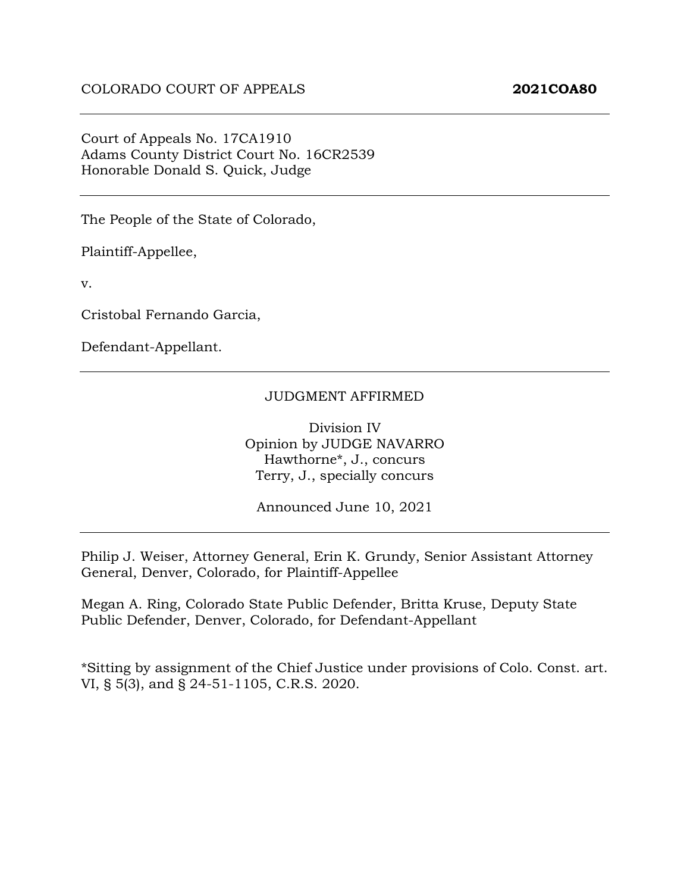COLORADO COURT OF APPEALS **2021COA80**

---

Court of Appeals No. 17CA1910
Adams County District Court No. 16CR2539
Honorable Donald S. Quick, Judge

---

The People of the State of Colorado,

Plaintiff-Appellee,

v.

Cristobal Fernando Garcia,

Defendant-Appellant.

---

JUDGMENT AFFIRMED

Division IV
Opinion by JUDGE NAVARRO
Hawthorne*, J., concurs
Terry, J., specially concurs

Announced June 10, 2021

---

Philip J. Weiser, Attorney General, Erin K. Grundy, Senior Assistant Attorney General, Denver, Colorado, for Plaintiff-Appellee

Megan A. Ring, Colorado State Public Defender, Britta Kruse, Deputy State Public Defender, Denver, Colorado, for Defendant-Appellant

*Sitting by assignment of the Chief Justice under provisions of Colo. Const. art. VI, § 5(3), and § 24-51-1105, C.R.S. 2020.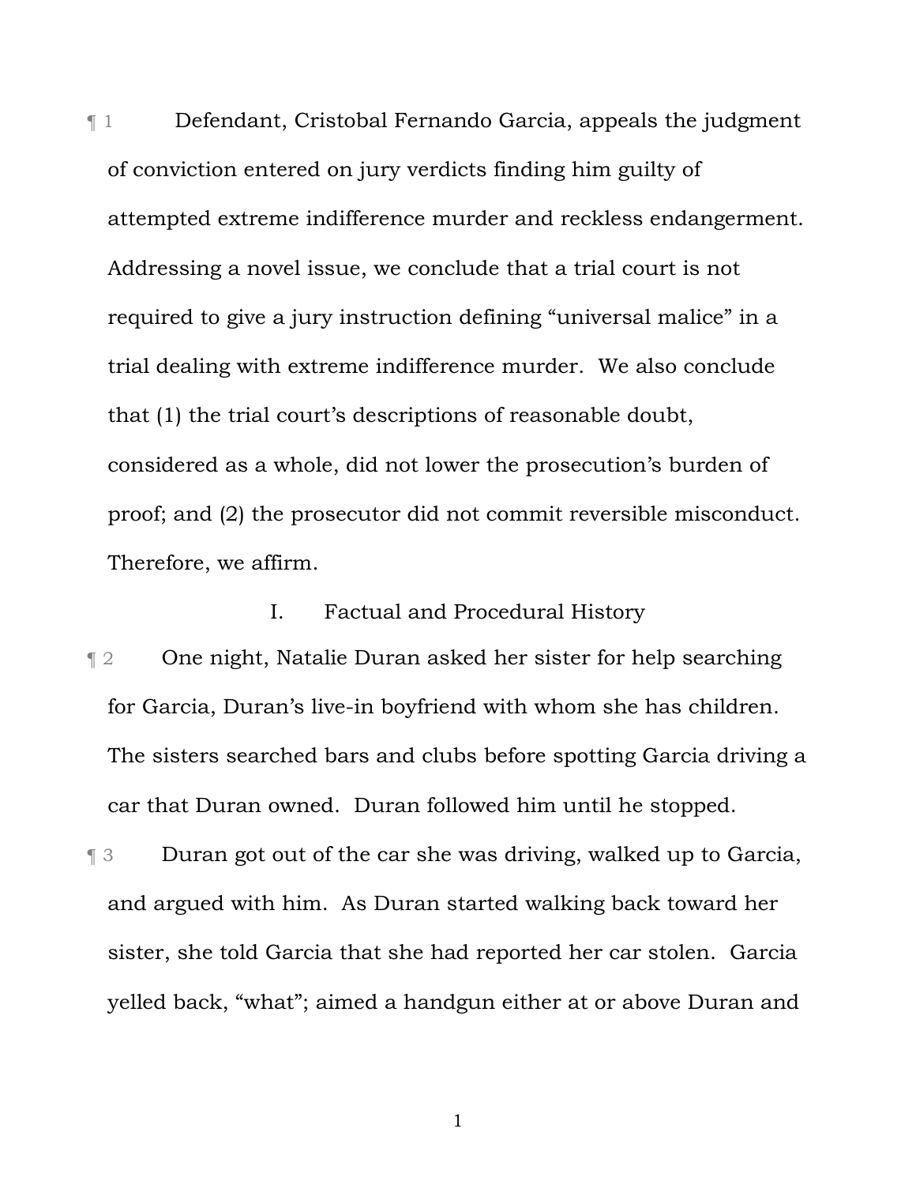¶ 1 Defendant, Cristobal Fernando Garcia, appeals the judgment of conviction entered on jury verdicts finding him guilty of attempted extreme indifference murder and reckless endangerment. Addressing a novel issue, we conclude that a trial court is not required to give a jury instruction defining "universal malice" in a trial dealing with extreme indifference murder. We also conclude that (1) the trial court's descriptions of reasonable doubt, considered as a whole, did not lower the prosecution's burden of proof; and (2) the prosecutor did not commit reversible misconduct. Therefore, we affirm.

## I. Factual and Procedural History

¶ 2 One night, Natalie Duran asked her sister for help searching for Garcia, Duran's live-in boyfriend with whom she has children. The sisters searched bars and clubs before spotting Garcia driving a car that Duran owned. Duran followed him until he stopped.

¶ 3 Duran got out of the car she was driving, walked up to Garcia, and argued with him. As Duran started walking back toward her sister, she told Garcia that she had reported her car stolen. Garcia yelled back, "what"; aimed a handgun either at or above Duran and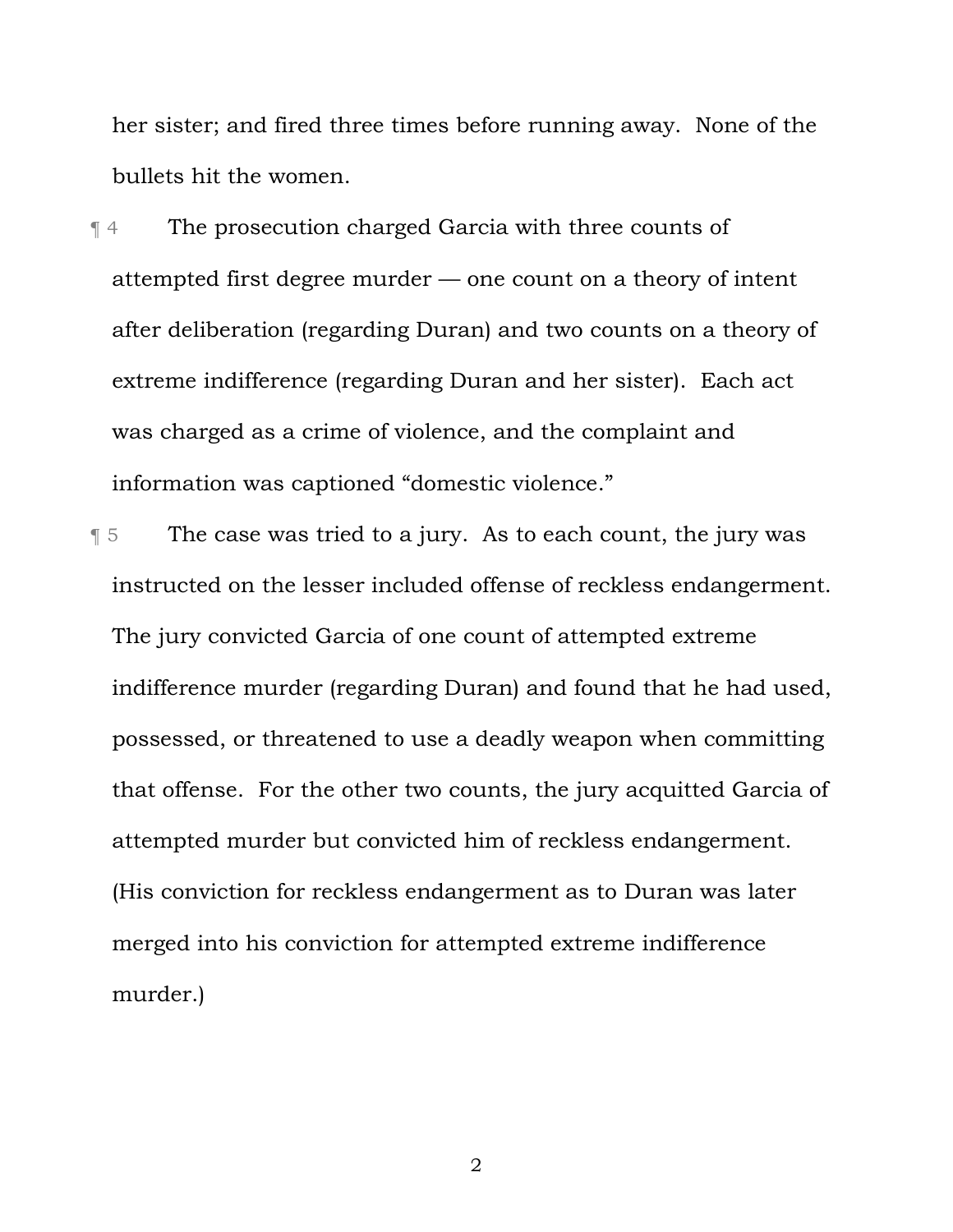her sister; and fired three times before running away. None of the bullets hit the women.

¶ 4 The prosecution charged Garcia with three counts of attempted first degree murder — one count on a theory of intent after deliberation (regarding Duran) and two counts on a theory of extreme indifference (regarding Duran and her sister). Each act was charged as a crime of violence, and the complaint and information was captioned "domestic violence."

¶ 5 The case was tried to a jury. As to each count, the jury was instructed on the lesser included offense of reckless endangerment. The jury convicted Garcia of one count of attempted extreme indifference murder (regarding Duran) and found that he had used, possessed, or threatened to use a deadly weapon when committing that offense. For the other two counts, the jury acquitted Garcia of attempted murder but convicted him of reckless endangerment. (His conviction for reckless endangerment as to Duran was later merged into his conviction for attempted extreme indifference murder.)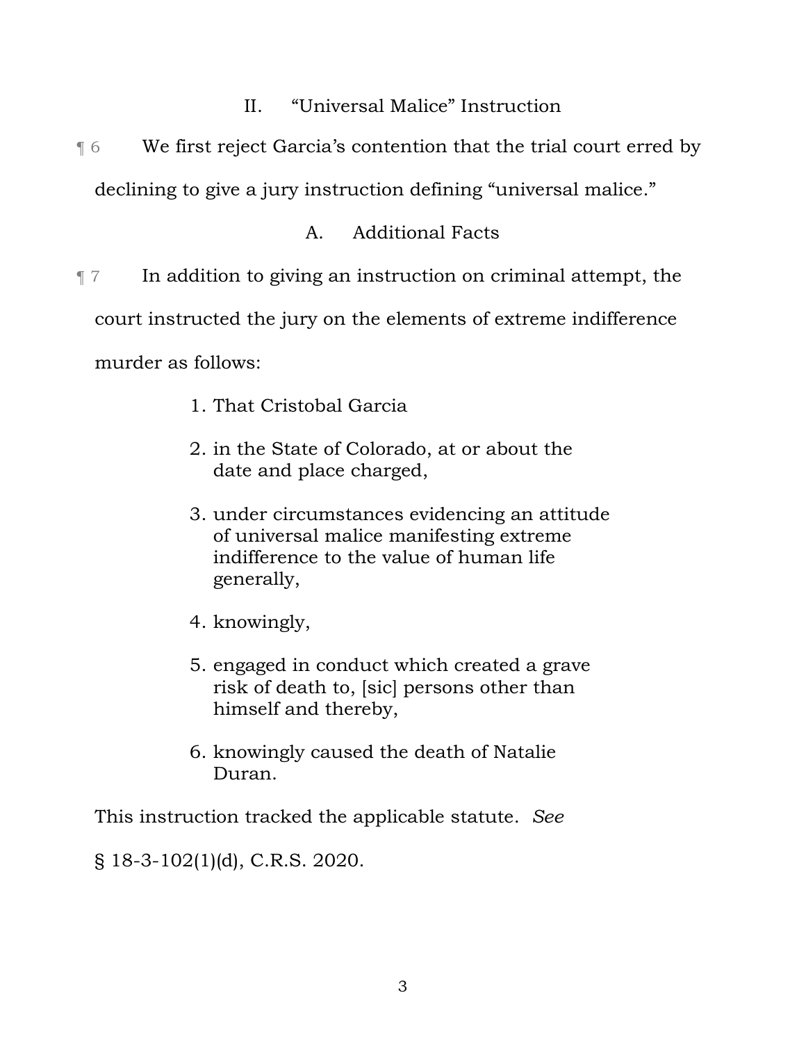## II. "Universal Malice" Instruction

¶ 6 We first reject Garcia's contention that the trial court erred by declining to give a jury instruction defining "universal malice."

### A. Additional Facts

¶ 7 In addition to giving an instruction on criminal attempt, the court instructed the jury on the elements of extreme indifference murder as follows:

> 1. That Cristobal Garcia
> 2. in the State of Colorado, at or about the date and place charged,
> 3. under circumstances evidencing an attitude of universal malice manifesting extreme indifference to the value of human life generally,
> 4. knowingly,
> 5. engaged in conduct which created a grave risk of death to, [sic] persons other than himself and thereby,
> 6. knowingly caused the death of Natalie Duran.

This instruction tracked the applicable statute. *See* § 18-3-102(1)(d), C.R.S. 2020.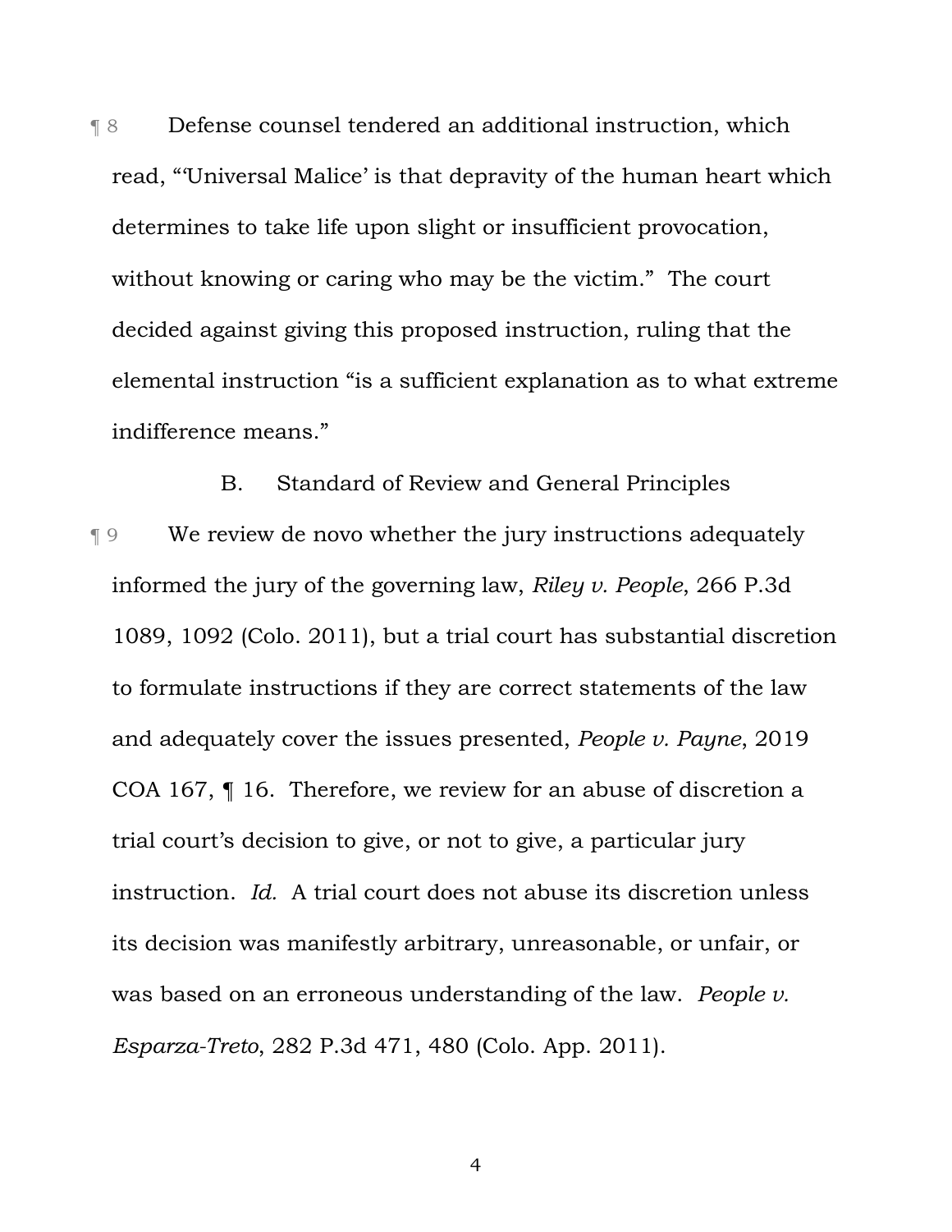¶ 8 Defense counsel tendered an additional instruction, which read, "'Universal Malice' is that depravity of the human heart which determines to take life upon slight or insufficient provocation, without knowing or caring who may be the victim." The court decided against giving this proposed instruction, ruling that the elemental instruction "is a sufficient explanation as to what extreme indifference means."

### B. Standard of Review and General Principles

¶ 9 We review de novo whether the jury instructions adequately informed the jury of the governing law, *Riley v. People*, 266 P.3d 1089, 1092 (Colo. 2011), but a trial court has substantial discretion to formulate instructions if they are correct statements of the law and adequately cover the issues presented, *People v. Payne*, 2019 COA 167, ¶ 16. Therefore, we review for an abuse of discretion a trial court's decision to give, or not to give, a particular jury instruction. *Id.* A trial court does not abuse its discretion unless its decision was manifestly arbitrary, unreasonable, or unfair, or was based on an erroneous understanding of the law. *People v. Esparza-Treto*, 282 P.3d 471, 480 (Colo. App. 2011).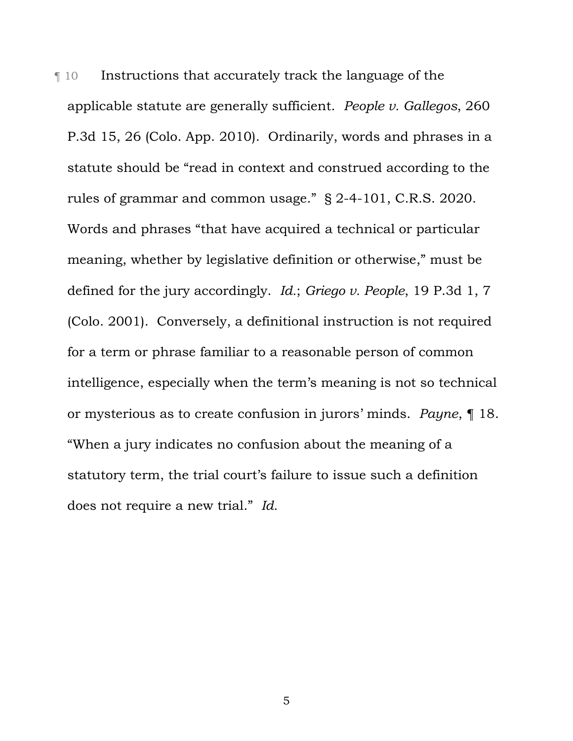¶ 10 Instructions that accurately track the language of the applicable statute are generally sufficient. *People v. Gallegos*, 260 P.3d 15, 26 (Colo. App. 2010). Ordinarily, words and phrases in a statute should be "read in context and construed according to the rules of grammar and common usage." § 2-4-101, C.R.S. 2020. Words and phrases "that have acquired a technical or particular meaning, whether by legislative definition or otherwise," must be defined for the jury accordingly. *Id.*; *Griego v. People*, 19 P.3d 1, 7 (Colo. 2001). Conversely, a definitional instruction is not required for a term or phrase familiar to a reasonable person of common intelligence, especially when the term's meaning is not so technical or mysterious as to create confusion in jurors' minds. *Payne*, ¶ 18. "When a jury indicates no confusion about the meaning of a statutory term, the trial court's failure to issue such a definition does not require a new trial." *Id.*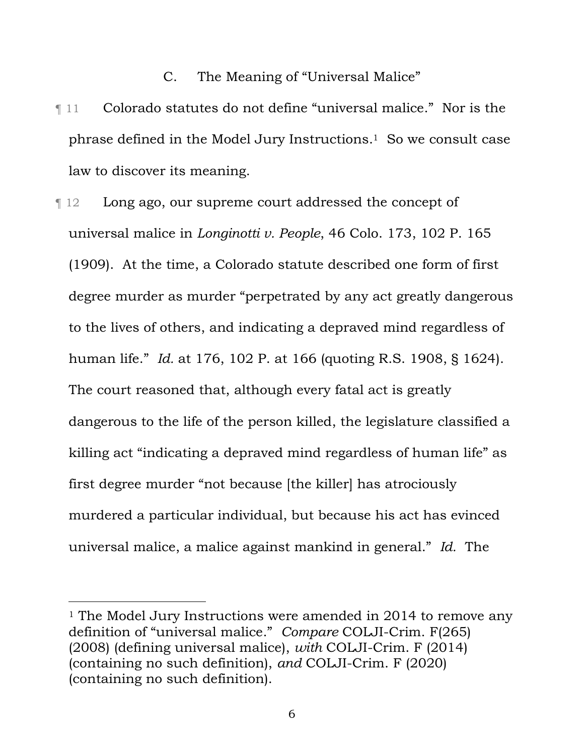### C. The Meaning of "Universal Malice"

¶ 11 Colorado statutes do not define "universal malice." Nor is the phrase defined in the Model Jury Instructions.[1] So we consult case law to discover its meaning.

¶ 12 Long ago, our supreme court addressed the concept of universal malice in *Longinotti v. People*, 46 Colo. 173, 102 P. 165 (1909). At the time, a Colorado statute described one form of first degree murder as murder "perpetrated by any act greatly dangerous to the lives of others, and indicating a depraved mind regardless of human life." *Id.* at 176, 102 P. at 166 (quoting R.S. 1908, § 1624). The court reasoned that, although every fatal act is greatly dangerous to the life of the person killed, the legislature classified a killing act "indicating a depraved mind regardless of human life" as first degree murder "not because [the killer] has atrociously murdered a particular individual, but because his act has evinced universal malice, a malice against mankind in general." *Id.* The

---

[1] The Model Jury Instructions were amended in 2014 to remove any definition of "universal malice." *Compare* COLJI-Crim. F(265) (2008) (defining universal malice), *with* COLJI-Crim. F (2014) (containing no such definition), *and* COLJI-Crim. F (2020) (containing no such definition).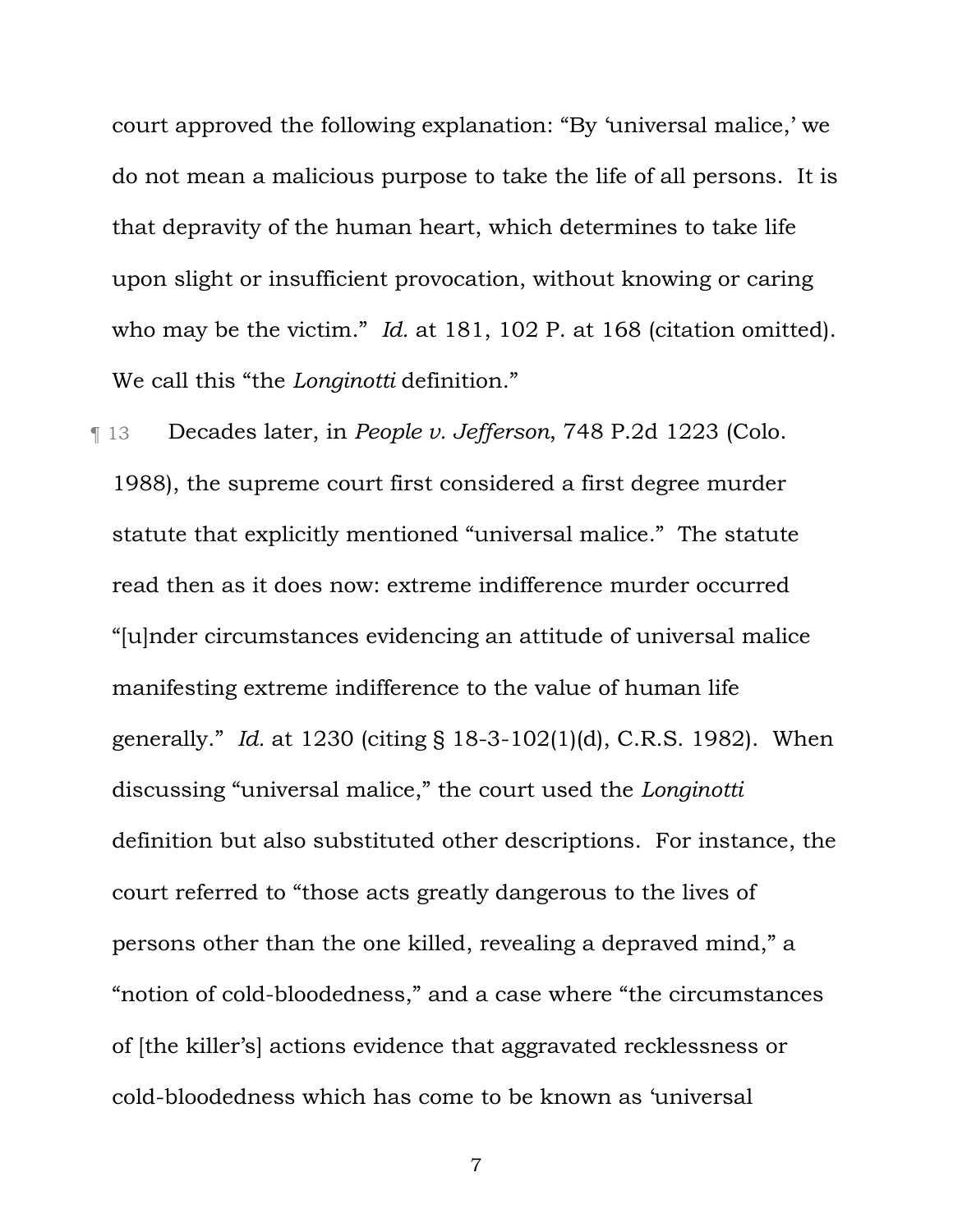court approved the following explanation: "By 'universal malice,' we do not mean a malicious purpose to take the life of all persons. It is that depravity of the human heart, which determines to take life upon slight or insufficient provocation, without knowing or caring who may be the victim." *Id.* at 181, 102 P. at 168 (citation omitted). We call this "the *Longinotti* definition."

¶ 13 Decades later, in *People v. Jefferson*, 748 P.2d 1223 (Colo. 1988), the supreme court first considered a first degree murder statute that explicitly mentioned "universal malice." The statute read then as it does now: extreme indifference murder occurred "[u]nder circumstances evidencing an attitude of universal malice manifesting extreme indifference to the value of human life generally." *Id.* at 1230 (citing § 18-3-102(1)(d), C.R.S. 1982). When discussing "universal malice," the court used the *Longinotti* definition but also substituted other descriptions. For instance, the court referred to "those acts greatly dangerous to the lives of persons other than the one killed, revealing a depraved mind," a "notion of cold-bloodedness," and a case where "the circumstances of [the killer's] actions evidence that aggravated recklessness or cold-bloodedness which has come to be known as 'universal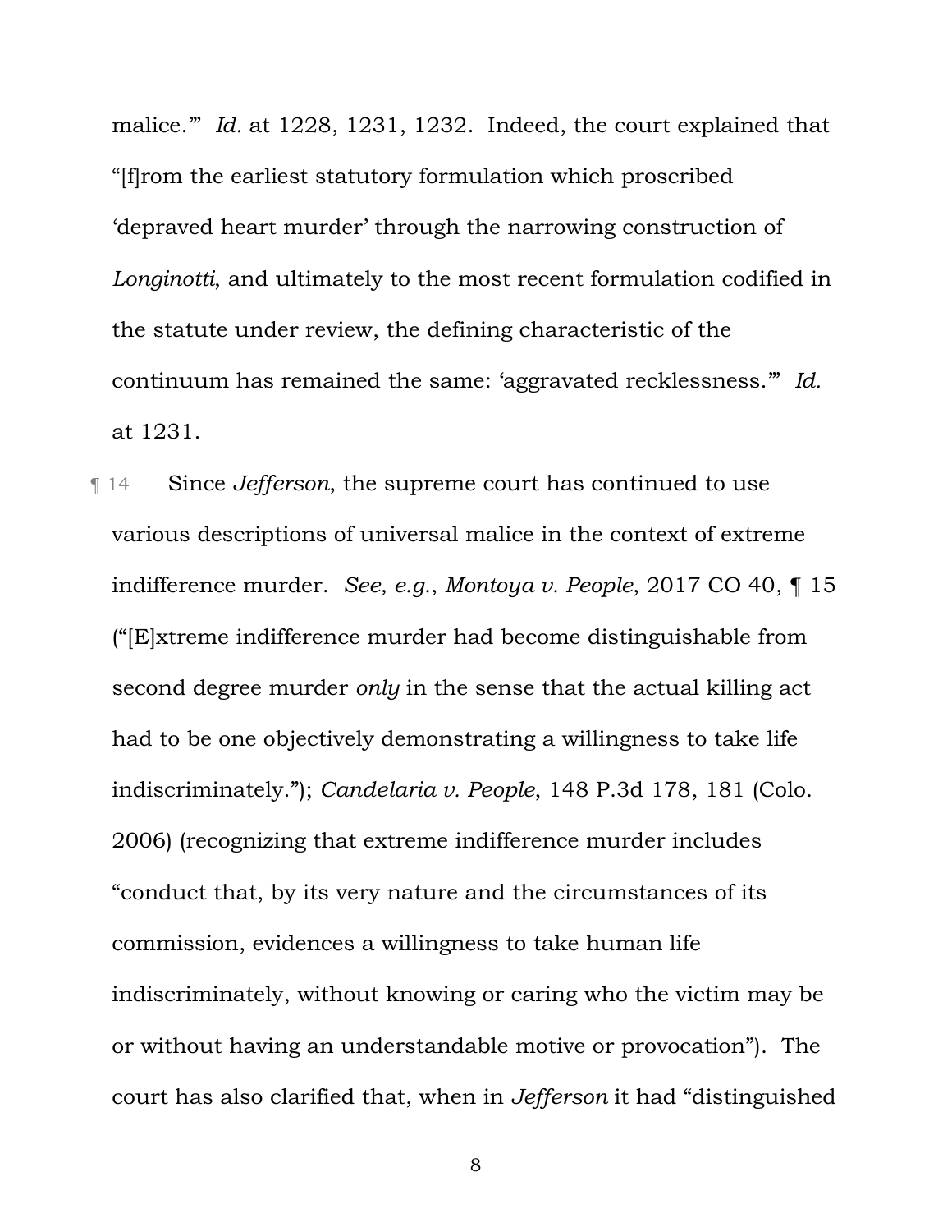malice.'" *Id.* at 1228, 1231, 1232. Indeed, the court explained that "[f]rom the earliest statutory formulation which proscribed 'depraved heart murder' through the narrowing construction of *Longinotti*, and ultimately to the most recent formulation codified in the statute under review, the defining characteristic of the continuum has remained the same: 'aggravated recklessness.'" *Id.* at 1231.

¶ 14 Since *Jefferson*, the supreme court has continued to use various descriptions of universal malice in the context of extreme indifference murder. *See, e.g.*, *Montoya v. People*, 2017 CO 40, ¶ 15 ("[E]xtreme indifference murder had become distinguishable from second degree murder *only* in the sense that the actual killing act had to be one objectively demonstrating a willingness to take life indiscriminately."); *Candelaria v. People*, 148 P.3d 178, 181 (Colo. 2006) (recognizing that extreme indifference murder includes "conduct that, by its very nature and the circumstances of its commission, evidences a willingness to take human life indiscriminately, without knowing or caring who the victim may be or without having an understandable motive or provocation"). The court has also clarified that, when in *Jefferson* it had "distinguished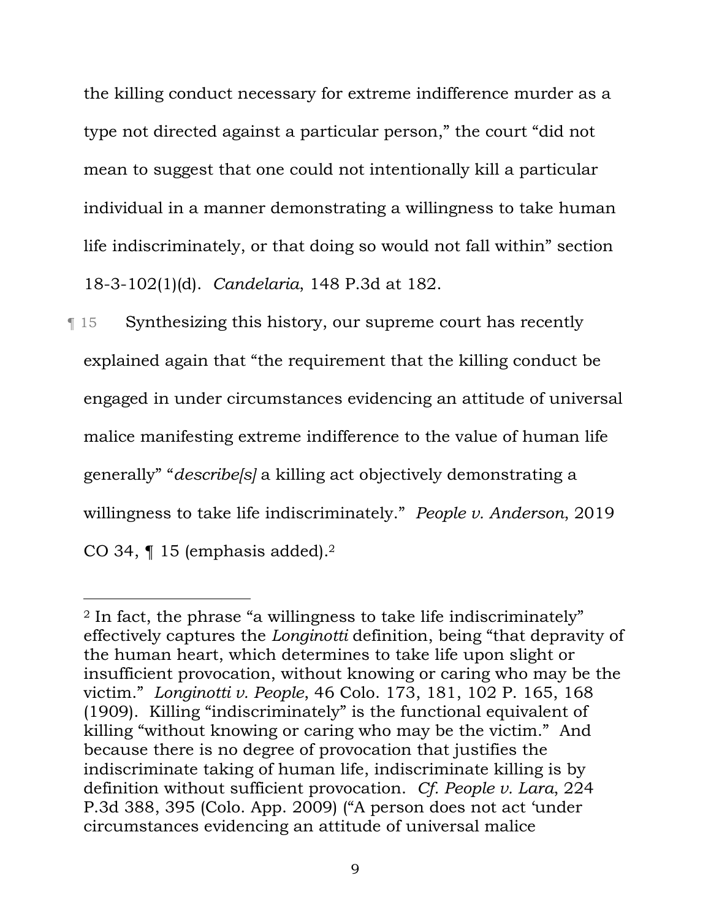the killing conduct necessary for extreme indifference murder as a type not directed against a particular person," the court "did not mean to suggest that one could not intentionally kill a particular individual in a manner demonstrating a willingness to take human life indiscriminately, or that doing so would not fall within" section 18-3-102(1)(d). *Candelaria*, 148 P.3d at 182.

¶ 15 Synthesizing this history, our supreme court has recently explained again that "the requirement that the killing conduct be engaged in under circumstances evidencing an attitude of universal malice manifesting extreme indifference to the value of human life generally" "*describe[s]* a killing act objectively demonstrating a willingness to take life indiscriminately." *People v. Anderson*, 2019 CO 34, ¶ 15 (emphasis added).[2]

---

[2] In fact, the phrase "a willingness to take life indiscriminately" effectively captures the *Longinotti* definition, being "that depravity of the human heart, which determines to take life upon slight or insufficient provocation, without knowing or caring who may be the victim." *Longinotti v. People*, 46 Colo. 173, 181, 102 P. 165, 168 (1909). Killing "indiscriminately" is the functional equivalent of killing "without knowing or caring who may be the victim." And because there is no degree of provocation that justifies the indiscriminate taking of human life, indiscriminate killing is by definition without sufficient provocation. *Cf. People v. Lara*, 224 P.3d 388, 395 (Colo. App. 2009) ("A person does not act 'under circumstances evidencing an attitude of universal malice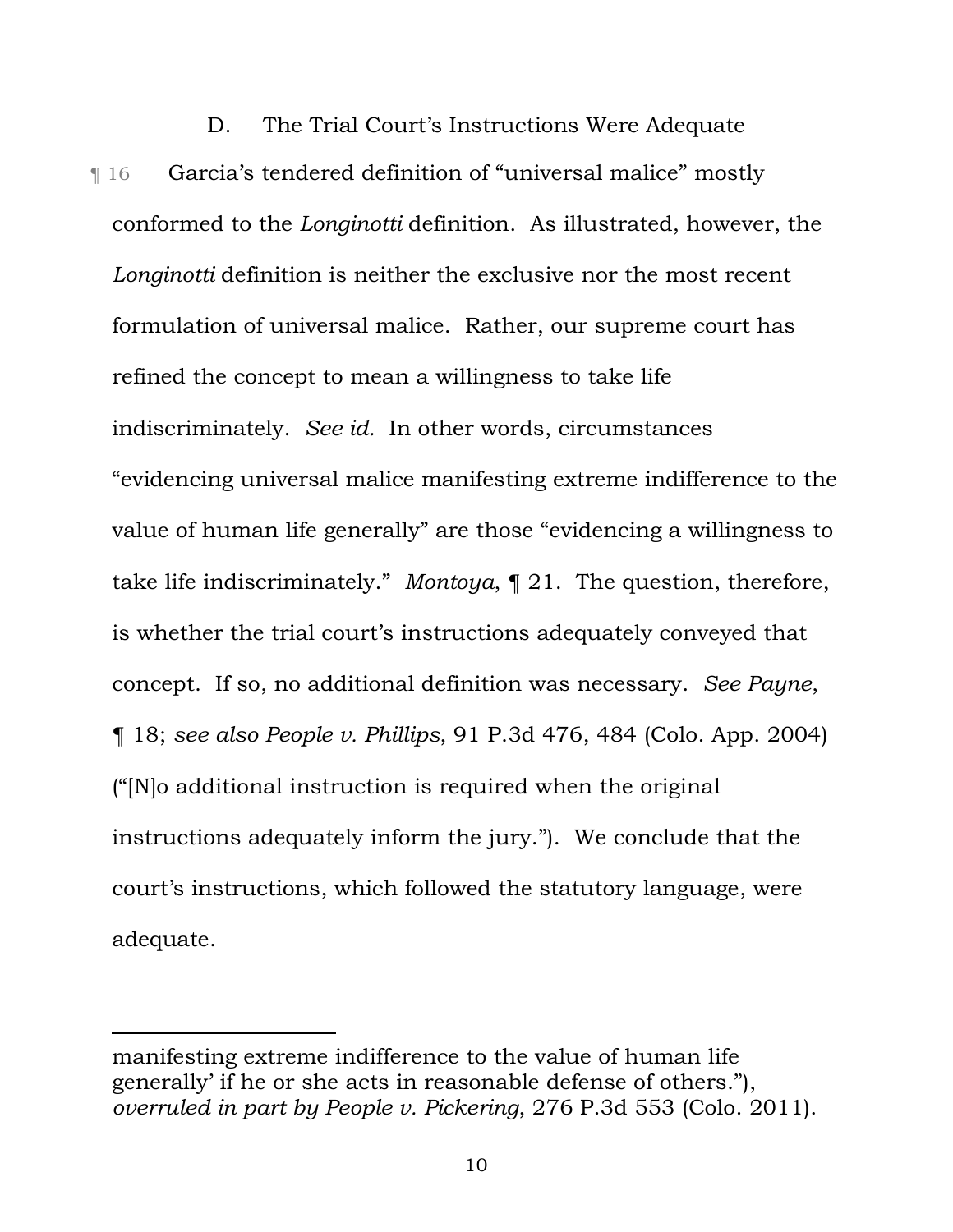### D. The Trial Court's Instructions Were Adequate

¶ 16 Garcia's tendered definition of "universal malice" mostly conformed to the *Longinotti* definition. As illustrated, however, the *Longinotti* definition is neither the exclusive nor the most recent formulation of universal malice. Rather, our supreme court has refined the concept to mean a willingness to take life indiscriminately. *See id.* In other words, circumstances "evidencing universal malice manifesting extreme indifference to the value of human life generally" are those "evidencing a willingness to take life indiscriminately." *Montoya*, ¶ 21. The question, therefore, is whether the trial court's instructions adequately conveyed that concept. If so, no additional definition was necessary. *See Payne*, ¶ 18; *see also People v. Phillips*, 91 P.3d 476, 484 (Colo. App. 2004) ("[N]o additional instruction is required when the original instructions adequately inform the jury."). We conclude that the court's instructions, which followed the statutory language, were adequate.

---

manifesting extreme indifference to the value of human life generally' if he or she acts in reasonable defense of others."), *overruled in part by People v. Pickering*, 276 P.3d 553 (Colo. 2011).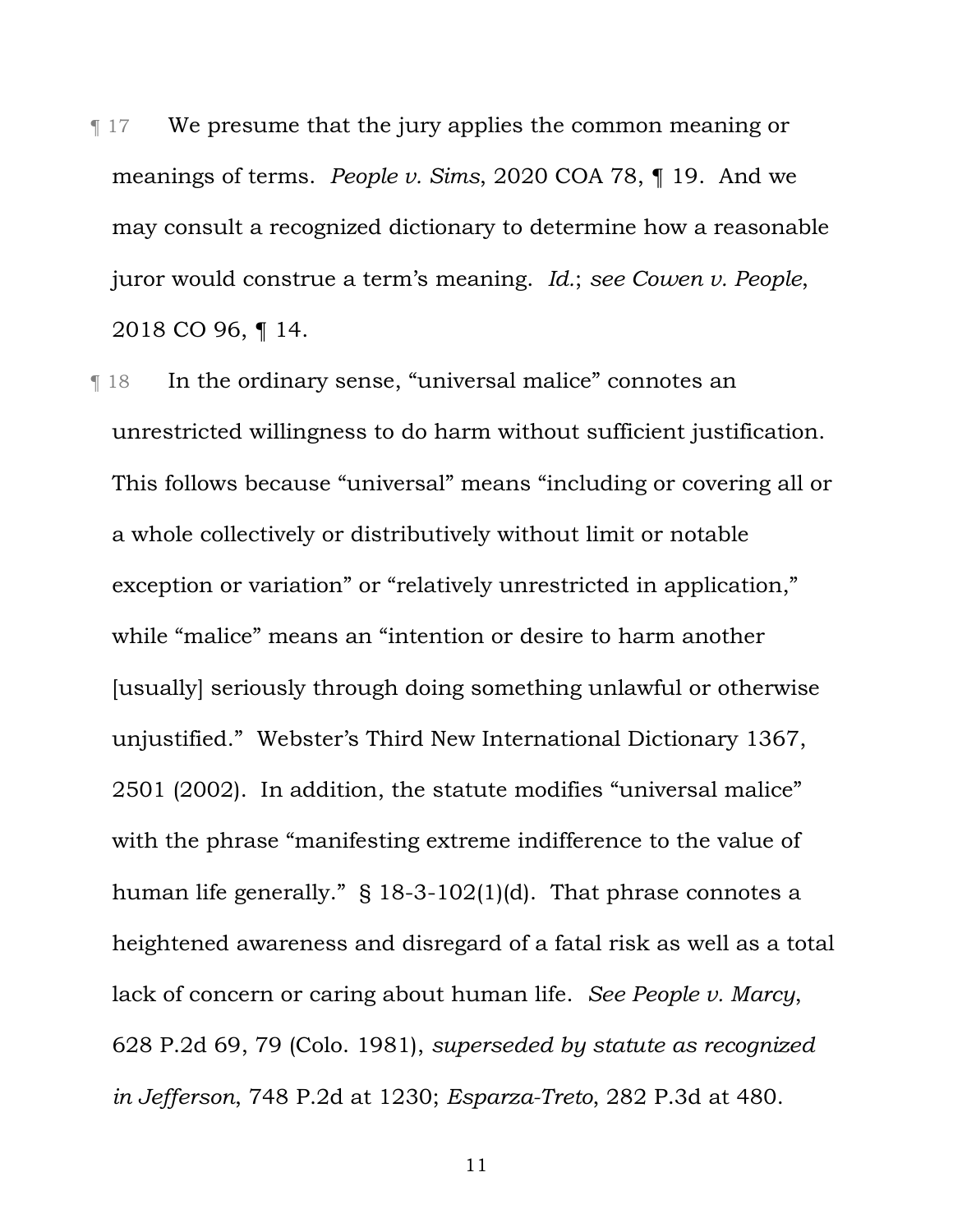¶ 17 We presume that the jury applies the common meaning or meanings of terms. *People v. Sims*, 2020 COA 78, ¶ 19. And we may consult a recognized dictionary to determine how a reasonable juror would construe a term's meaning. *Id.*; *see Cowen v. People*, 2018 CO 96, ¶ 14.

¶ 18 In the ordinary sense, "universal malice" connotes an unrestricted willingness to do harm without sufficient justification. This follows because "universal" means "including or covering all or a whole collectively or distributively without limit or notable exception or variation" or "relatively unrestricted in application," while "malice" means an "intention or desire to harm another [usually] seriously through doing something unlawful or otherwise unjustified." Webster's Third New International Dictionary 1367, 2501 (2002). In addition, the statute modifies "universal malice" with the phrase "manifesting extreme indifference to the value of human life generally." § 18-3-102(1)(d). That phrase connotes a heightened awareness and disregard of a fatal risk as well as a total lack of concern or caring about human life. *See People v. Marcy*, 628 P.2d 69, 79 (Colo. 1981), *superseded by statute as recognized in Jefferson*, 748 P.2d at 1230; *Esparza-Treto*, 282 P.3d at 480.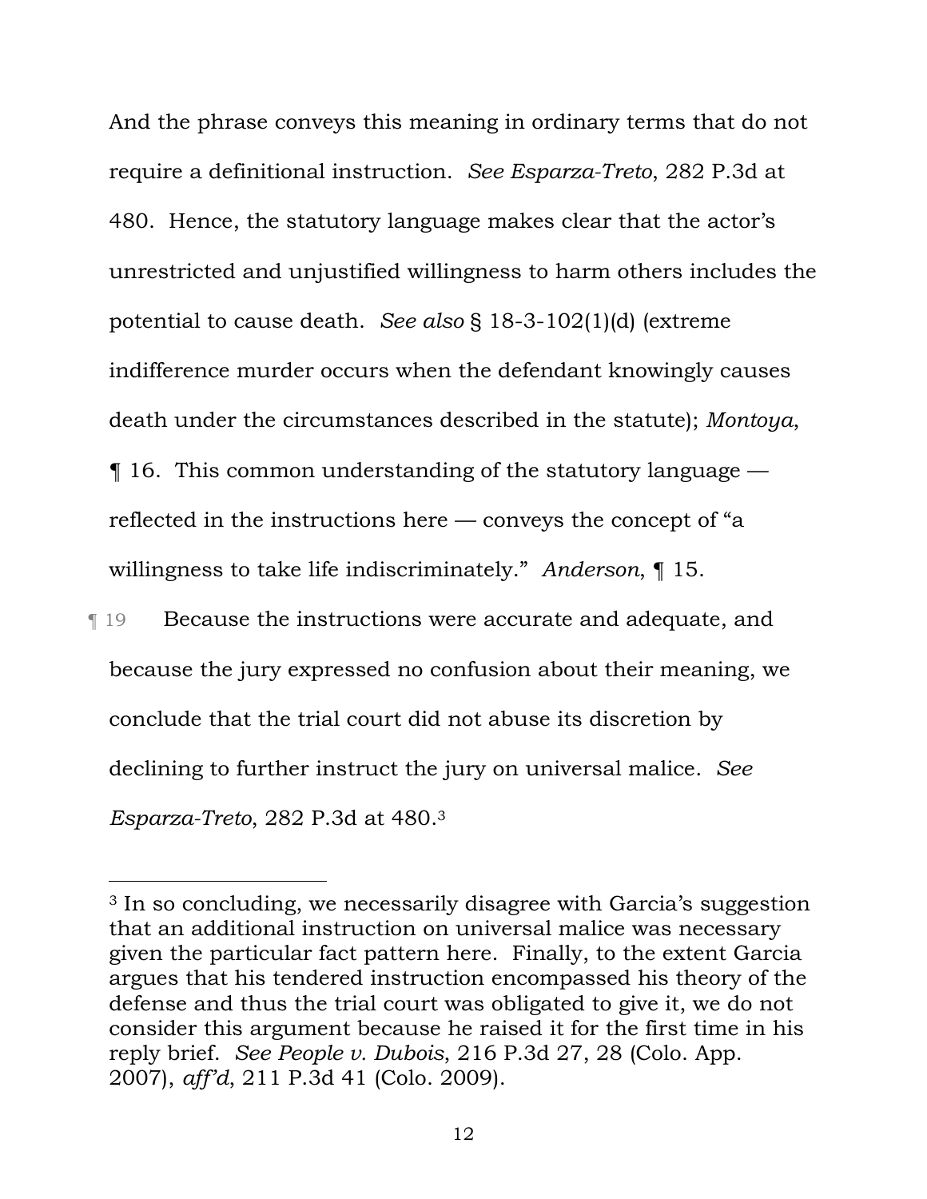And the phrase conveys this meaning in ordinary terms that do not require a definitional instruction. *See Esparza-Treto*, 282 P.3d at 480. Hence, the statutory language makes clear that the actor's unrestricted and unjustified willingness to harm others includes the potential to cause death. *See also* § 18-3-102(1)(d) (extreme indifference murder occurs when the defendant knowingly causes death under the circumstances described in the statute); *Montoya*, ¶ 16. This common understanding of the statutory language — reflected in the instructions here — conveys the concept of "a willingness to take life indiscriminately." *Anderson*, ¶ 15.

¶ 19 Because the instructions were accurate and adequate, and because the jury expressed no confusion about their meaning, we conclude that the trial court did not abuse its discretion by declining to further instruct the jury on universal malice. *See Esparza-Treto*, 282 P.3d at 480.[3]

---

[3] In so concluding, we necessarily disagree with Garcia's suggestion that an additional instruction on universal malice was necessary given the particular fact pattern here. Finally, to the extent Garcia argues that his tendered instruction encompassed his theory of the defense and thus the trial court was obligated to give it, we do not consider this argument because he raised it for the first time in his reply brief. *See People v. Dubois*, 216 P.3d 27, 28 (Colo. App. 2007), *aff'd*, 211 P.3d 41 (Colo. 2009).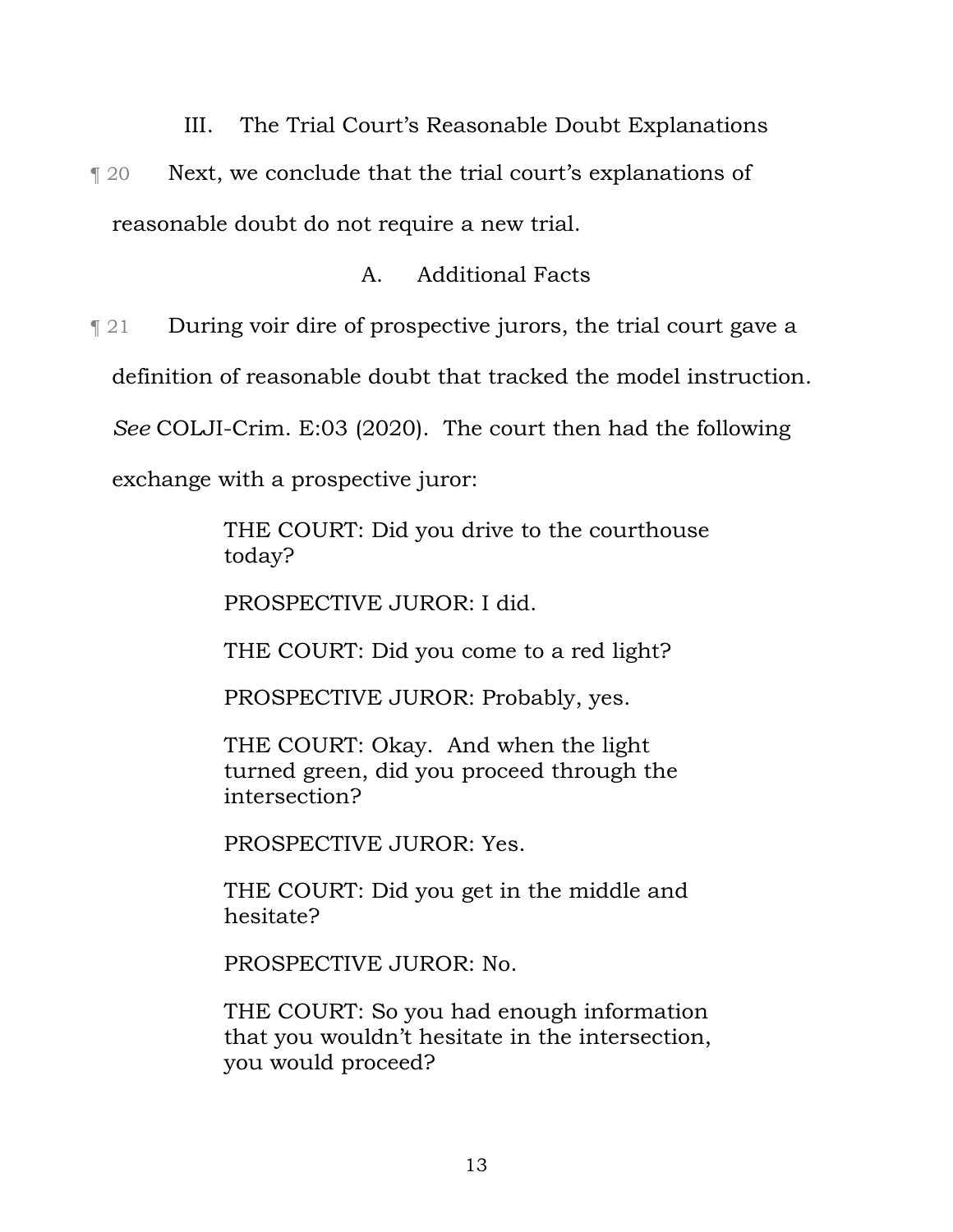## III. The Trial Court's Reasonable Doubt Explanations

¶ 20 Next, we conclude that the trial court's explanations of reasonable doubt do not require a new trial.

### A. Additional Facts

¶ 21 During voir dire of prospective jurors, the trial court gave a definition of reasonable doubt that tracked the model instruction. *See* COLJI-Crim. E:03 (2020). The court then had the following exchange with a prospective juror:

> THE COURT: Did you drive to the courthouse today?
>
> PROSPECTIVE JUROR: I did.
>
> THE COURT: Did you come to a red light?
>
> PROSPECTIVE JUROR: Probably, yes.
>
> THE COURT: Okay. And when the light turned green, did you proceed through the intersection?
>
> PROSPECTIVE JUROR: Yes.
>
> THE COURT: Did you get in the middle and hesitate?
>
> PROSPECTIVE JUROR: No.
>
> THE COURT: So you had enough information that you wouldn't hesitate in the intersection, you would proceed?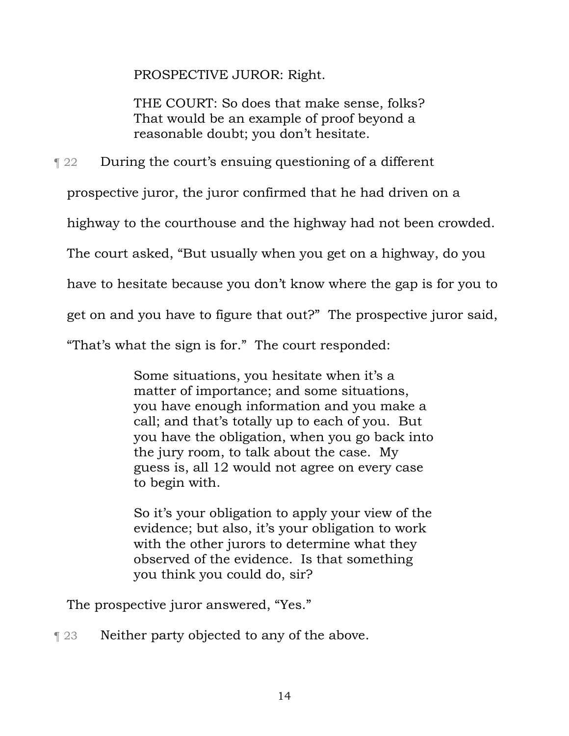> PROSPECTIVE JUROR: Right.
>
> THE COURT: So does that make sense, folks? That would be an example of proof beyond a reasonable doubt; you don't hesitate.

¶ 22 During the court's ensuing questioning of a different prospective juror, the juror confirmed that he had driven on a highway to the courthouse and the highway had not been crowded. The court asked, "But usually when you get on a highway, do you have to hesitate because you don't know where the gap is for you to get on and you have to figure that out?" The prospective juror said, "That's what the sign is for." The court responded:

> Some situations, you hesitate when it's a matter of importance; and some situations, you have enough information and you make a call; and that's totally up to each of you. But you have the obligation, when you go back into the jury room, to talk about the case. My guess is, all 12 would not agree on every case to begin with.
>
> So it's your obligation to apply your view of the evidence; but also, it's your obligation to work with the other jurors to determine what they observed of the evidence. Is that something you think you could do, sir?

The prospective juror answered, "Yes."

¶ 23 Neither party objected to any of the above.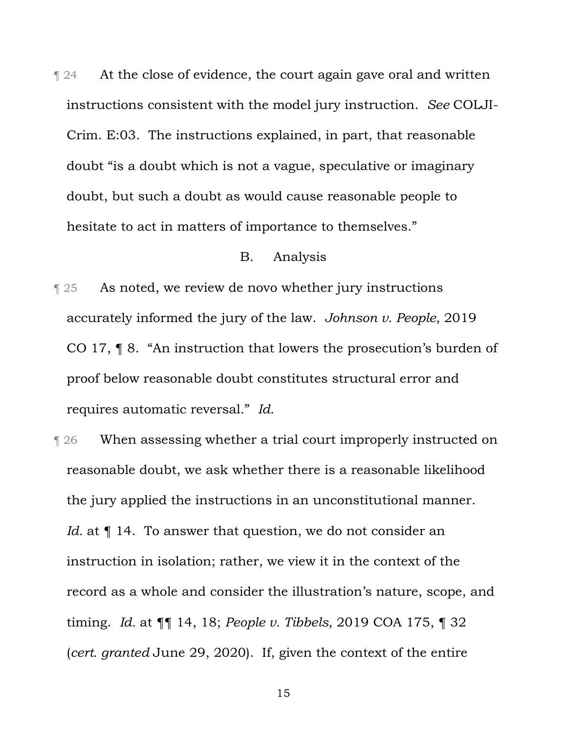¶ 24 At the close of evidence, the court again gave oral and written instructions consistent with the model jury instruction. *See* COLJI-Crim. E:03. The instructions explained, in part, that reasonable doubt "is a doubt which is not a vague, speculative or imaginary doubt, but such a doubt as would cause reasonable people to hesitate to act in matters of importance to themselves."

### B. Analysis

¶ 25 As noted, we review de novo whether jury instructions accurately informed the jury of the law. *Johnson v. People*, 2019 CO 17, ¶ 8. "An instruction that lowers the prosecution's burden of proof below reasonable doubt constitutes structural error and requires automatic reversal." *Id.*

¶ 26 When assessing whether a trial court improperly instructed on reasonable doubt, we ask whether there is a reasonable likelihood the jury applied the instructions in an unconstitutional manner. *Id.* at ¶ 14. To answer that question, we do not consider an instruction in isolation; rather, we view it in the context of the record as a whole and consider the illustration's nature, scope, and timing. *Id.* at ¶¶ 14, 18; *People v. Tibbels*, 2019 COA 175, ¶ 32 (*cert. granted* June 29, 2020). If, given the context of the entire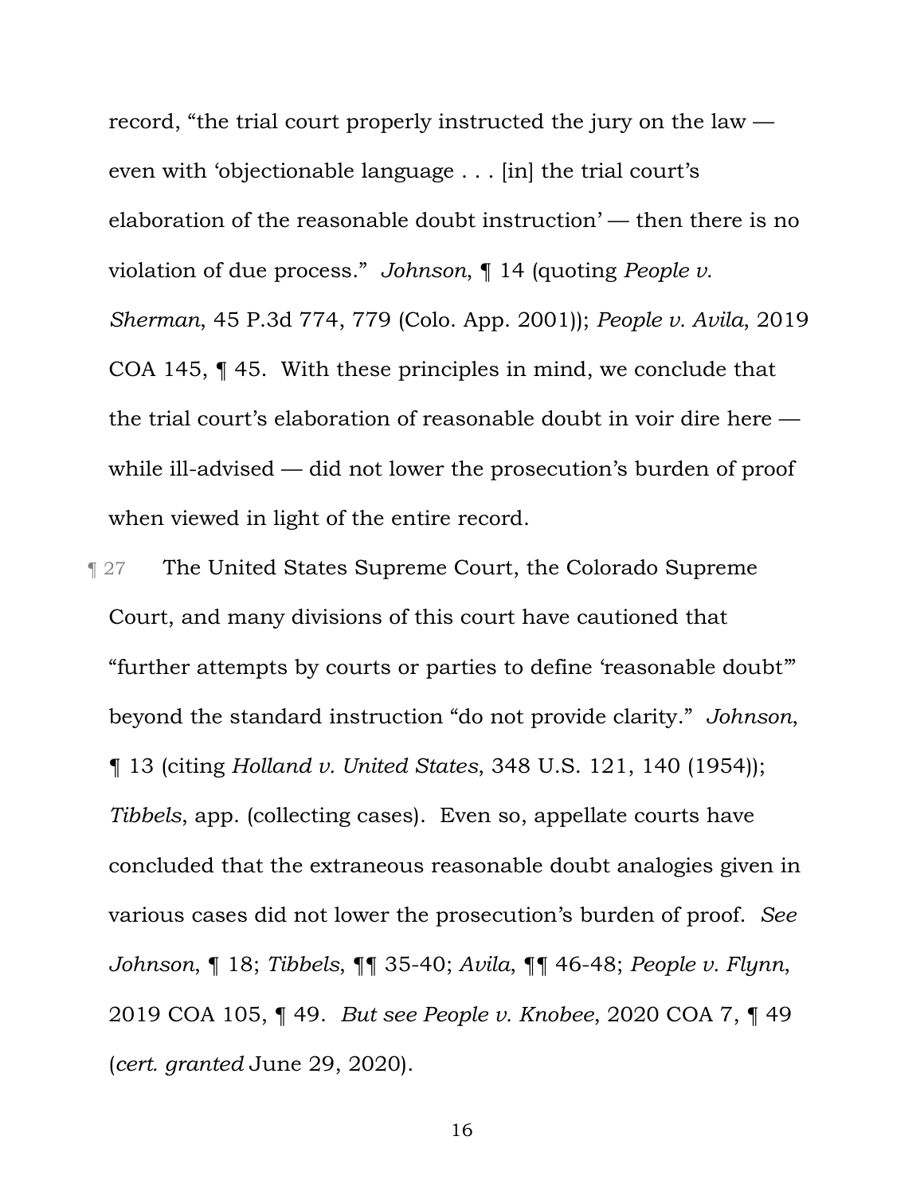record, "the trial court properly instructed the jury on the law — even with 'objectionable language . . . [in] the trial court's elaboration of the reasonable doubt instruction' — then there is no violation of due process." *Johnson*, ¶ 14 (quoting *People v. Sherman*, 45 P.3d 774, 779 (Colo. App. 2001)); *People v. Avila*, 2019 COA 145, ¶ 45. With these principles in mind, we conclude that the trial court's elaboration of reasonable doubt in voir dire here — while ill-advised — did not lower the prosecution's burden of proof when viewed in light of the entire record.

¶ 27 The United States Supreme Court, the Colorado Supreme Court, and many divisions of this court have cautioned that "further attempts by courts or parties to define 'reasonable doubt'" beyond the standard instruction "do not provide clarity." *Johnson*, ¶ 13 (citing *Holland v. United States*, 348 U.S. 121, 140 (1954)); *Tibbels*, app. (collecting cases). Even so, appellate courts have concluded that the extraneous reasonable doubt analogies given in various cases did not lower the prosecution's burden of proof. *See Johnson*, ¶ 18; *Tibbels*, ¶¶ 35-40; *Avila*, ¶¶ 46-48; *People v. Flynn*, 2019 COA 105, ¶ 49. *But see People v. Knobee*, 2020 COA 7, ¶ 49 (*cert. granted* June 29, 2020).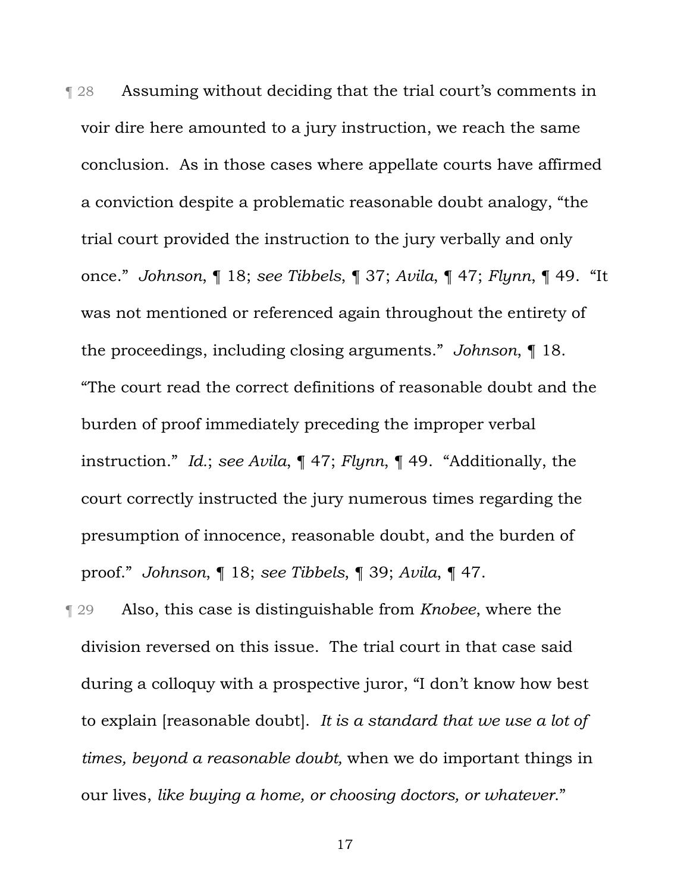¶ 28 Assuming without deciding that the trial court's comments in voir dire here amounted to a jury instruction, we reach the same conclusion. As in those cases where appellate courts have affirmed a conviction despite a problematic reasonable doubt analogy, "the trial court provided the instruction to the jury verbally and only once." *Johnson*, ¶ 18; *see Tibbels*, ¶ 37; *Avila*, ¶ 47; *Flynn*, ¶ 49. "It was not mentioned or referenced again throughout the entirety of the proceedings, including closing arguments." *Johnson*, ¶ 18. "The court read the correct definitions of reasonable doubt and the burden of proof immediately preceding the improper verbal instruction." *Id.*; *see Avila*, ¶ 47; *Flynn*, ¶ 49. "Additionally, the court correctly instructed the jury numerous times regarding the presumption of innocence, reasonable doubt, and the burden of proof." *Johnson*, ¶ 18; *see Tibbels*, ¶ 39; *Avila*, ¶ 47.

¶ 29 Also, this case is distinguishable from *Knobee*, where the division reversed on this issue. The trial court in that case said during a colloquy with a prospective juror, "I don't know how best to explain [reasonable doubt]. *It is a standard that we use a lot of times, beyond a reasonable doubt,* when we do important things in our lives, *like buying a home, or choosing doctors, or whatever.*"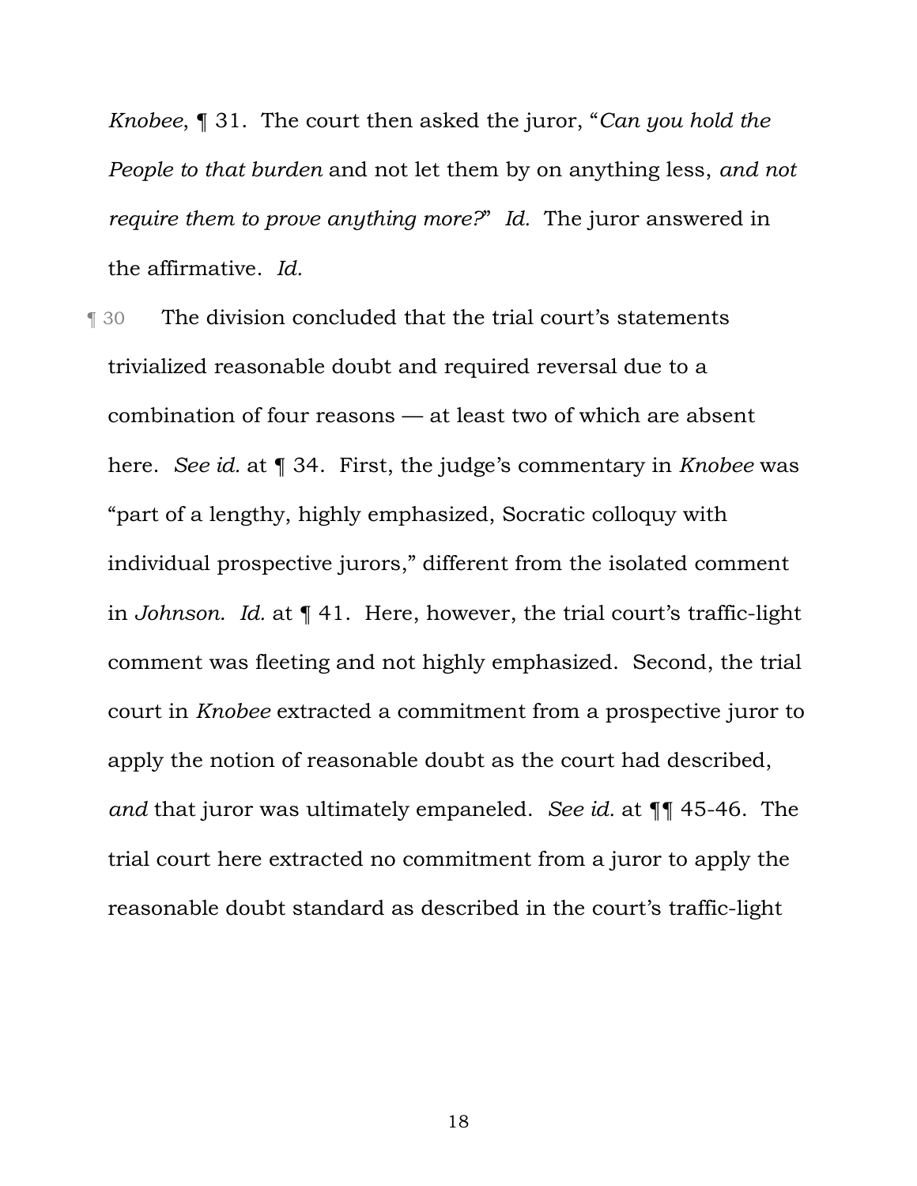*Knobee*, ¶ 31. The court then asked the juror, "*Can you hold the People to that burden* and not let them by on anything less, *and not require them to prove anything more?*" *Id.* The juror answered in the affirmative. *Id.*

¶ 30 The division concluded that the trial court's statements trivialized reasonable doubt and required reversal due to a combination of four reasons — at least two of which are absent here. *See id.* at ¶ 34. First, the judge's commentary in *Knobee* was "part of a lengthy, highly emphasized, Socratic colloquy with individual prospective jurors," different from the isolated comment in *Johnson*. *Id.* at ¶ 41. Here, however, the trial court's traffic-light comment was fleeting and not highly emphasized. Second, the trial court in *Knobee* extracted a commitment from a prospective juror to apply the notion of reasonable doubt as the court had described, *and* that juror was ultimately empaneled. *See id.* at ¶¶ 45-46. The trial court here extracted no commitment from a juror to apply the reasonable doubt standard as described in the court's traffic-light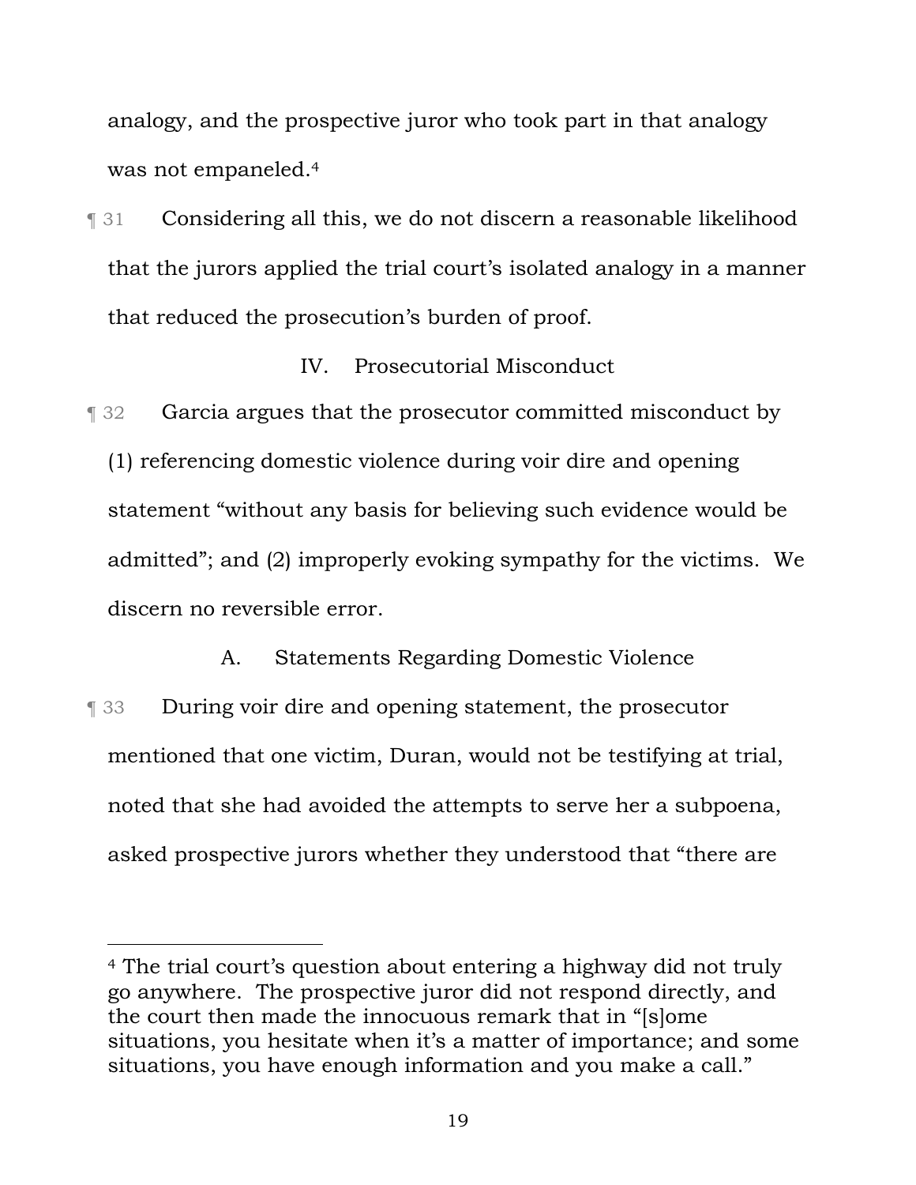analogy, and the prospective juror who took part in that analogy was not empaneled.[4]

¶ 31 Considering all this, we do not discern a reasonable likelihood that the jurors applied the trial court's isolated analogy in a manner that reduced the prosecution's burden of proof.

## IV. Prosecutorial Misconduct

¶ 32 Garcia argues that the prosecutor committed misconduct by (1) referencing domestic violence during voir dire and opening statement "without any basis for believing such evidence would be admitted"; and (2) improperly evoking sympathy for the victims. We discern no reversible error.

### A. Statements Regarding Domestic Violence

¶ 33 During voir dire and opening statement, the prosecutor mentioned that one victim, Duran, would not be testifying at trial, noted that she had avoided the attempts to serve her a subpoena, asked prospective jurors whether they understood that "there are

---

[4] The trial court's question about entering a highway did not truly go anywhere. The prospective juror did not respond directly, and the court then made the innocuous remark that in "[s]ome situations, you hesitate when it's a matter of importance; and some situations, you have enough information and you make a call."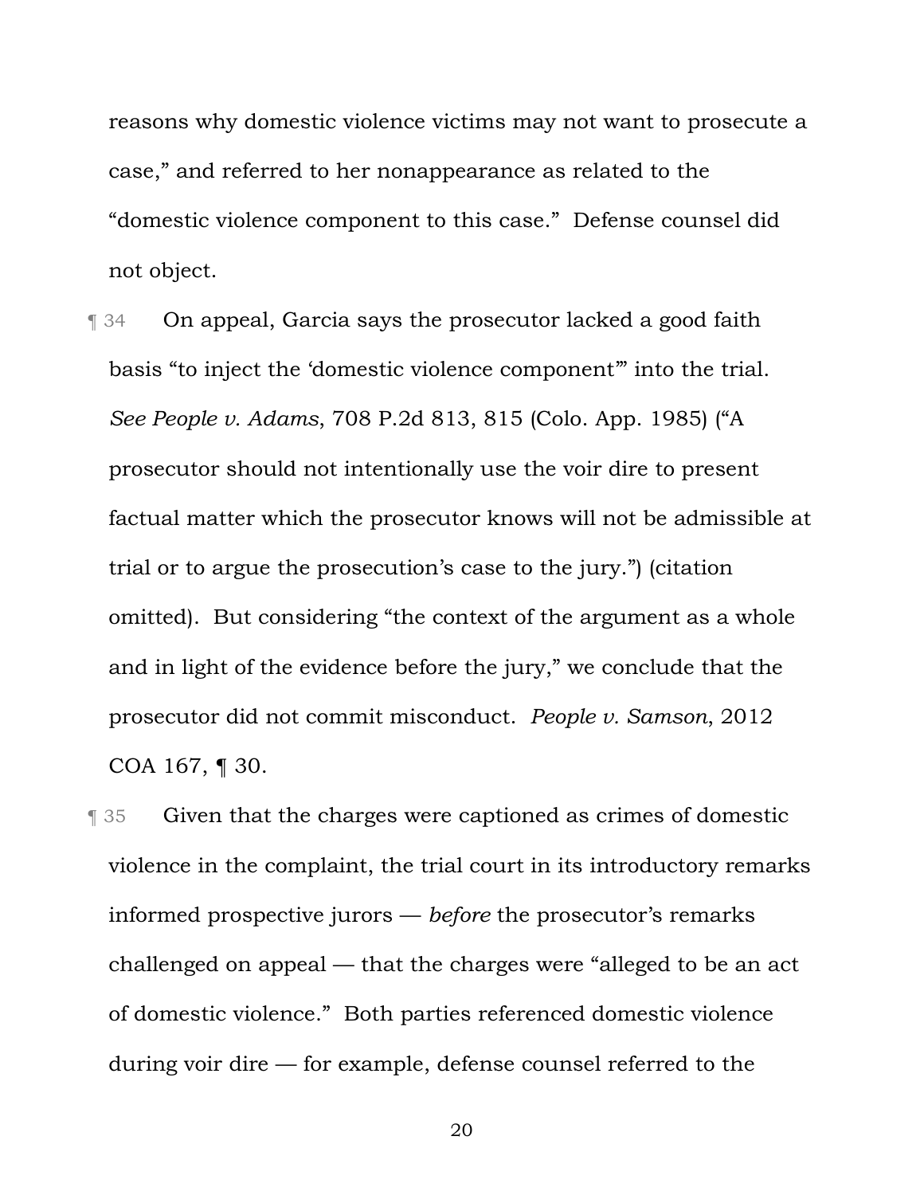reasons why domestic violence victims may not want to prosecute a case," and referred to her nonappearance as related to the "domestic violence component to this case." Defense counsel did not object.

¶ 34 On appeal, Garcia says the prosecutor lacked a good faith basis "to inject the 'domestic violence component'" into the trial. *See People v. Adams*, 708 P.2d 813, 815 (Colo. App. 1985) ("A prosecutor should not intentionally use the voir dire to present factual matter which the prosecutor knows will not be admissible at trial or to argue the prosecution's case to the jury.") (citation omitted). But considering "the context of the argument as a whole and in light of the evidence before the jury," we conclude that the prosecutor did not commit misconduct. *People v. Samson*, 2012 COA 167, ¶ 30.

¶ 35 Given that the charges were captioned as crimes of domestic violence in the complaint, the trial court in its introductory remarks informed prospective jurors — *before* the prosecutor's remarks challenged on appeal — that the charges were "alleged to be an act of domestic violence." Both parties referenced domestic violence during voir dire — for example, defense counsel referred to the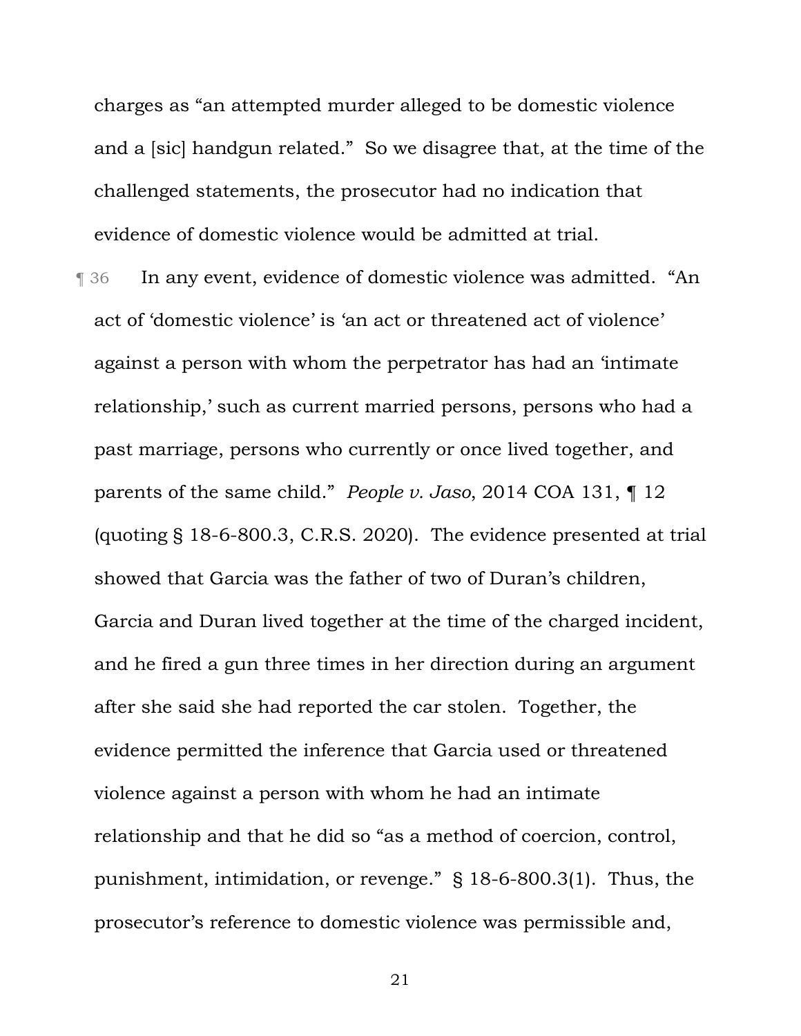charges as "an attempted murder alleged to be domestic violence and a [sic] handgun related." So we disagree that, at the time of the challenged statements, the prosecutor had no indication that evidence of domestic violence would be admitted at trial.

¶ 36 In any event, evidence of domestic violence was admitted. "An act of 'domestic violence' is 'an act or threatened act of violence' against a person with whom the perpetrator has had an 'intimate relationship,' such as current married persons, persons who had a past marriage, persons who currently or once lived together, and parents of the same child." *People v. Jaso*, 2014 COA 131, ¶ 12 (quoting § 18-6-800.3, C.R.S. 2020). The evidence presented at trial showed that Garcia was the father of two of Duran's children, Garcia and Duran lived together at the time of the charged incident, and he fired a gun three times in her direction during an argument after she said she had reported the car stolen. Together, the evidence permitted the inference that Garcia used or threatened violence against a person with whom he had an intimate relationship and that he did so "as a method of coercion, control, punishment, intimidation, or revenge." § 18-6-800.3(1). Thus, the prosecutor's reference to domestic violence was permissible and,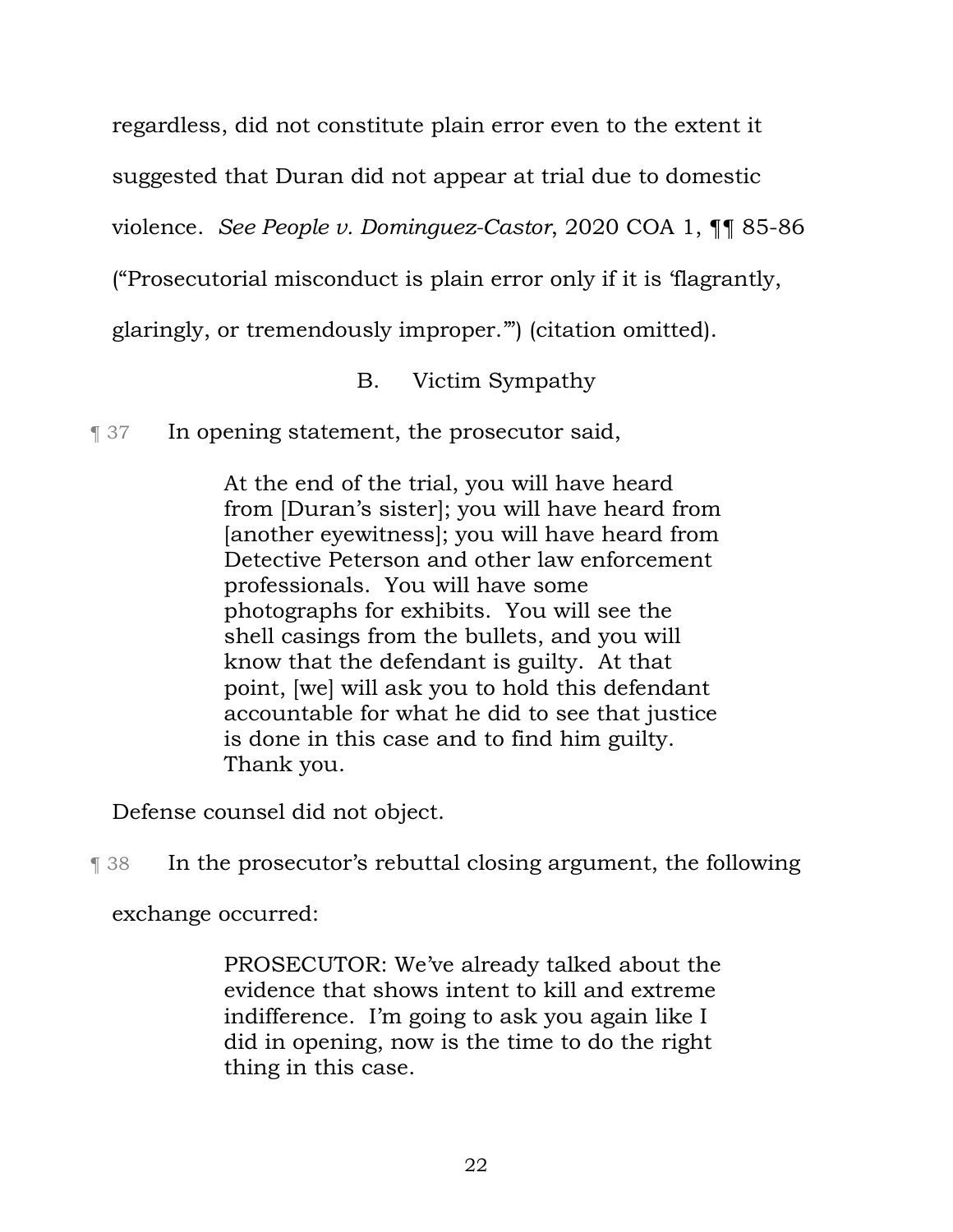regardless, did not constitute plain error even to the extent it suggested that Duran did not appear at trial due to domestic violence. *See People v. Dominguez-Castor*, 2020 COA 1, ¶¶ 85-86 ("Prosecutorial misconduct is plain error only if it is 'flagrantly, glaringly, or tremendously improper.'") (citation omitted).

### B. Victim Sympathy

¶ 37 In opening statement, the prosecutor said,

> At the end of the trial, you will have heard from [Duran's sister]; you will have heard from [another eyewitness]; you will have heard from Detective Peterson and other law enforcement professionals. You will have some photographs for exhibits. You will see the shell casings from the bullets, and you will know that the defendant is guilty. At that point, [we] will ask you to hold this defendant accountable for what he did to see that justice is done in this case and to find him guilty. Thank you.

Defense counsel did not object.

¶ 38 In the prosecutor's rebuttal closing argument, the following exchange occurred:

> PROSECUTOR: We've already talked about the evidence that shows intent to kill and extreme indifference. I'm going to ask you again like I did in opening, now is the time to do the right thing in this case.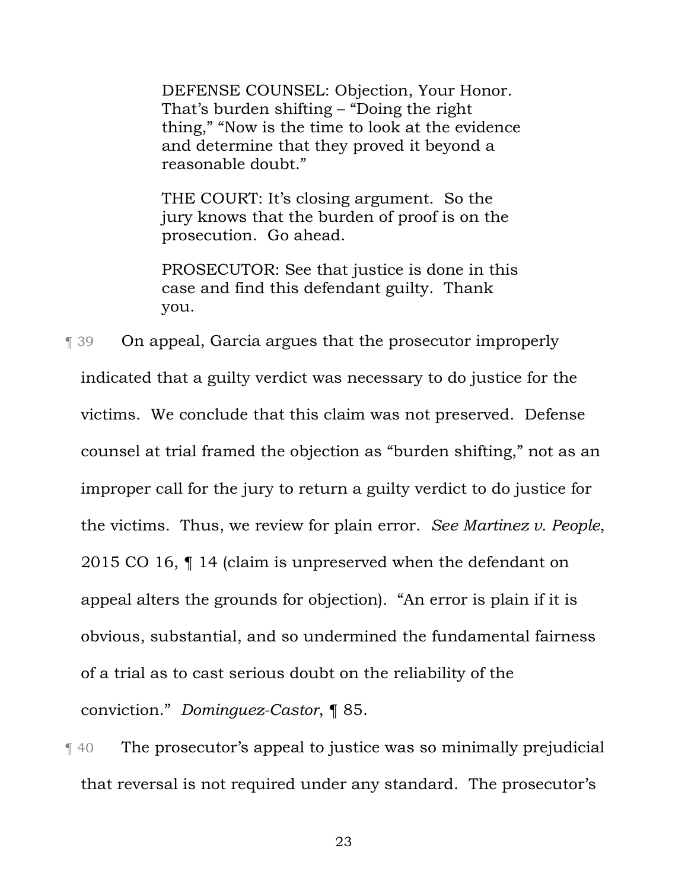> DEFENSE COUNSEL: Objection, Your Honor. That's burden shifting – "Doing the right thing," "Now is the time to look at the evidence and determine that they proved it beyond a reasonable doubt."
>
> THE COURT: It's closing argument. So the jury knows that the burden of proof is on the prosecution. Go ahead.
>
> PROSECUTOR: See that justice is done in this case and find this defendant guilty. Thank you.

¶ 39 On appeal, Garcia argues that the prosecutor improperly indicated that a guilty verdict was necessary to do justice for the victims. We conclude that this claim was not preserved. Defense counsel at trial framed the objection as "burden shifting," not as an improper call for the jury to return a guilty verdict to do justice for the victims. Thus, we review for plain error. *See Martinez v. People*, 2015 CO 16, ¶ 14 (claim is unpreserved when the defendant on appeal alters the grounds for objection). "An error is plain if it is obvious, substantial, and so undermined the fundamental fairness of a trial as to cast serious doubt on the reliability of the conviction." *Dominguez-Castor*, ¶ 85.

¶ 40 The prosecutor's appeal to justice was so minimally prejudicial that reversal is not required under any standard. The prosecutor's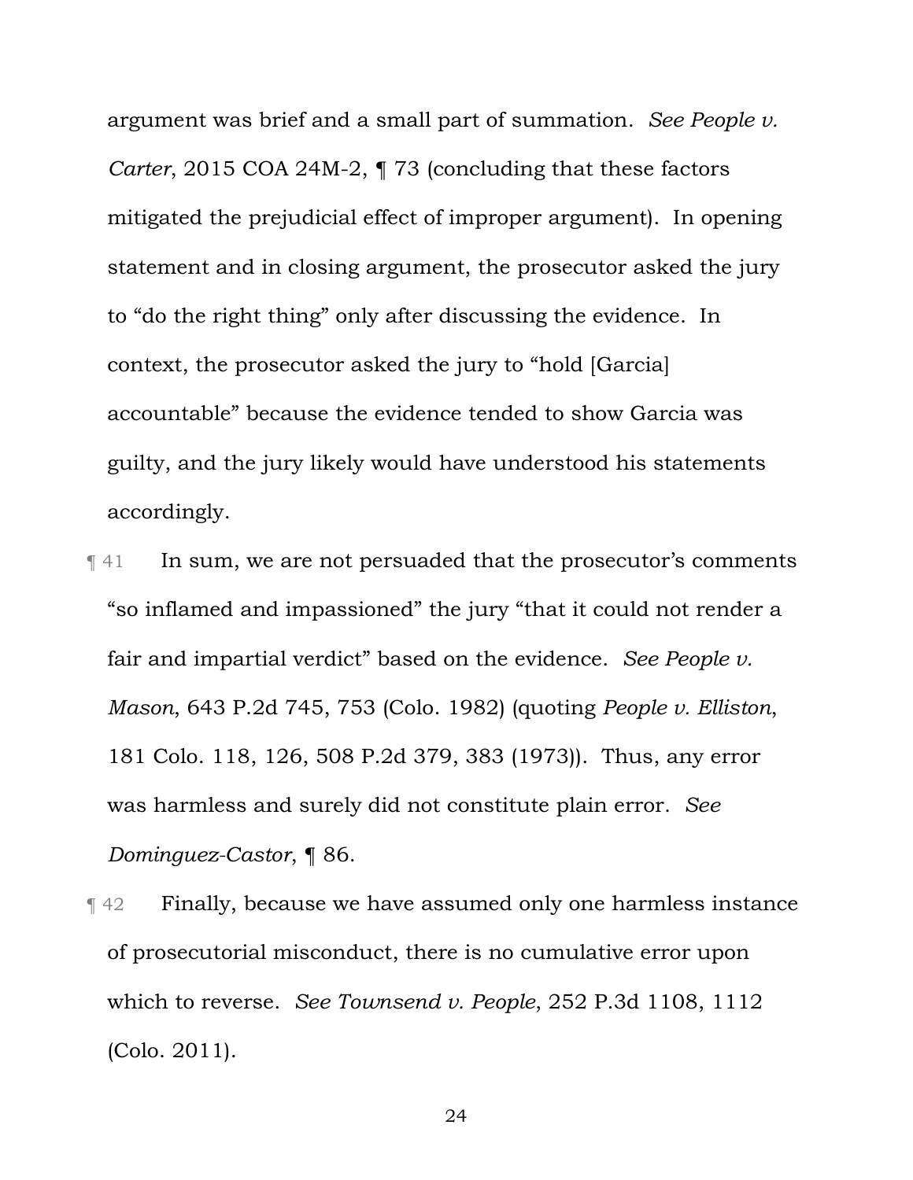argument was brief and a small part of summation. *See People v. Carter*, 2015 COA 24M-2, ¶ 73 (concluding that these factors mitigated the prejudicial effect of improper argument). In opening statement and in closing argument, the prosecutor asked the jury to "do the right thing" only after discussing the evidence. In context, the prosecutor asked the jury to "hold [Garcia] accountable" because the evidence tended to show Garcia was guilty, and the jury likely would have understood his statements accordingly.

¶ 41 In sum, we are not persuaded that the prosecutor's comments "so inflamed and impassioned" the jury "that it could not render a fair and impartial verdict" based on the evidence. *See People v. Mason*, 643 P.2d 745, 753 (Colo. 1982) (quoting *People v. Elliston*, 181 Colo. 118, 126, 508 P.2d 379, 383 (1973)). Thus, any error was harmless and surely did not constitute plain error. *See Dominguez-Castor*, ¶ 86.

¶ 42 Finally, because we have assumed only one harmless instance of prosecutorial misconduct, there is no cumulative error upon which to reverse. *See Townsend v. People*, 252 P.3d 1108, 1112 (Colo. 2011).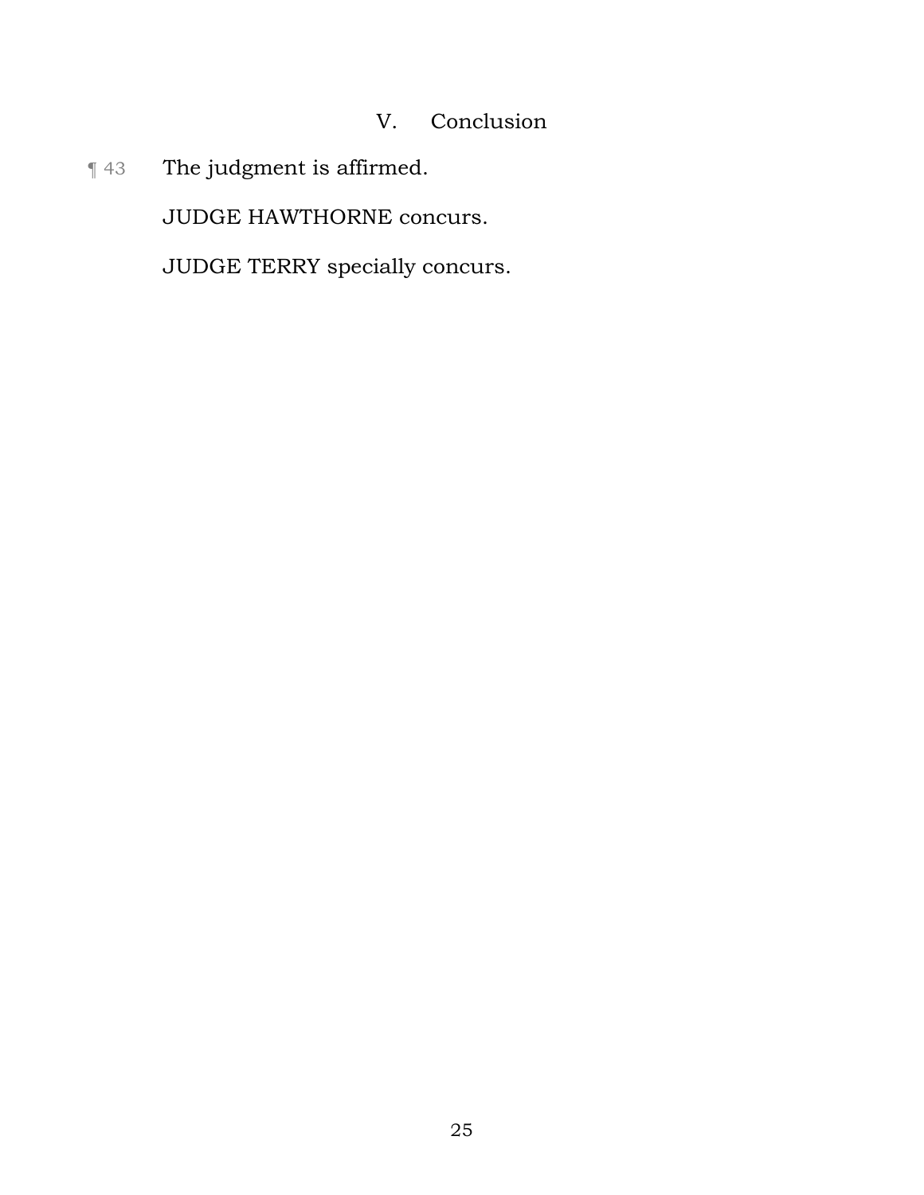## V. Conclusion

¶ 43 The judgment is affirmed.

JUDGE HAWTHORNE concurs.

JUDGE TERRY specially concurs.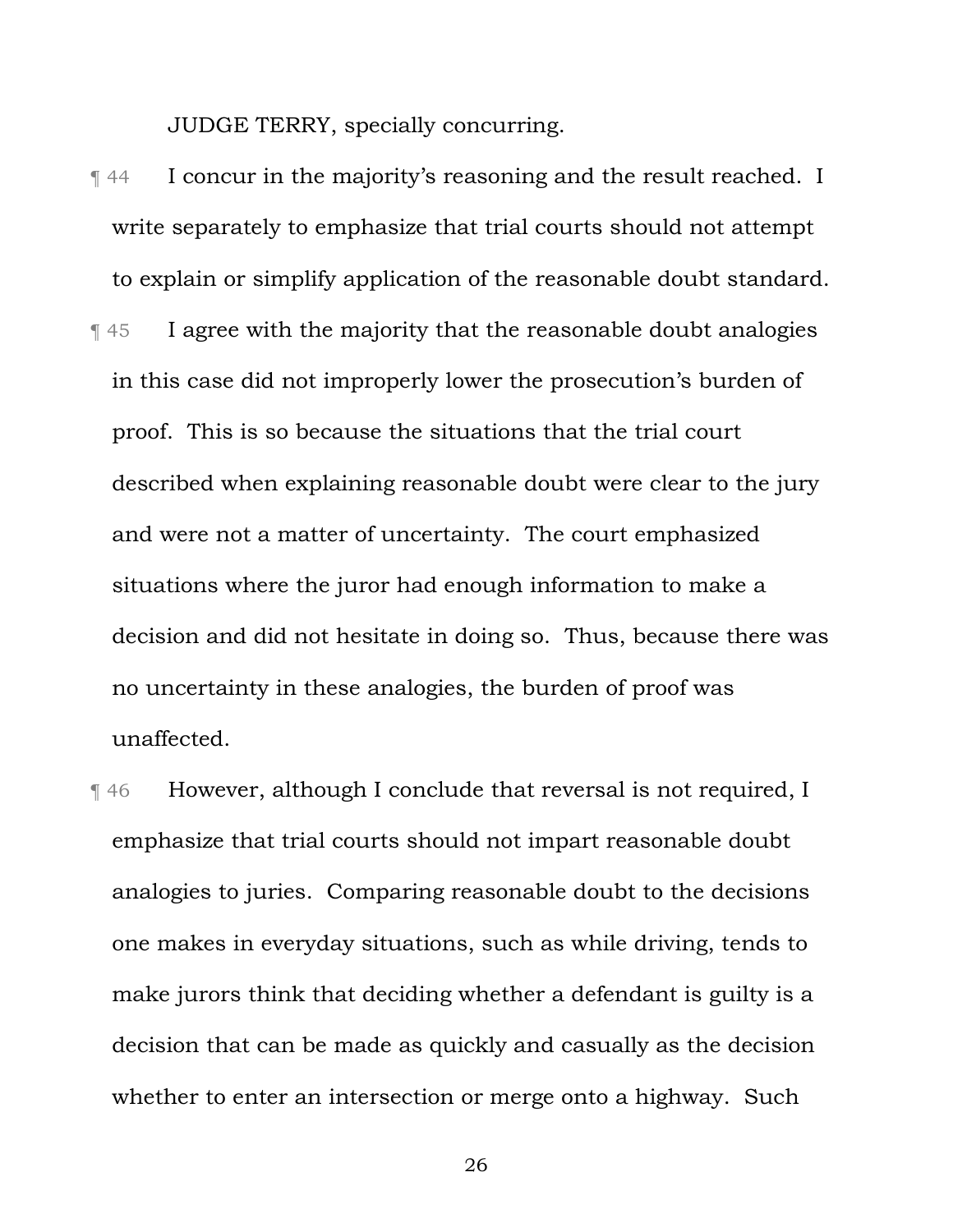JUDGE TERRY, specially concurring.

¶ 44 I concur in the majority's reasoning and the result reached. I write separately to emphasize that trial courts should not attempt to explain or simplify application of the reasonable doubt standard.

¶ 45 I agree with the majority that the reasonable doubt analogies in this case did not improperly lower the prosecution's burden of proof. This is so because the situations that the trial court described when explaining reasonable doubt were clear to the jury and were not a matter of uncertainty. The court emphasized situations where the juror had enough information to make a decision and did not hesitate in doing so. Thus, because there was no uncertainty in these analogies, the burden of proof was unaffected.

¶ 46 However, although I conclude that reversal is not required, I emphasize that trial courts should not impart reasonable doubt analogies to juries. Comparing reasonable doubt to the decisions one makes in everyday situations, such as while driving, tends to make jurors think that deciding whether a defendant is guilty is a decision that can be made as quickly and casually as the decision whether to enter an intersection or merge onto a highway. Such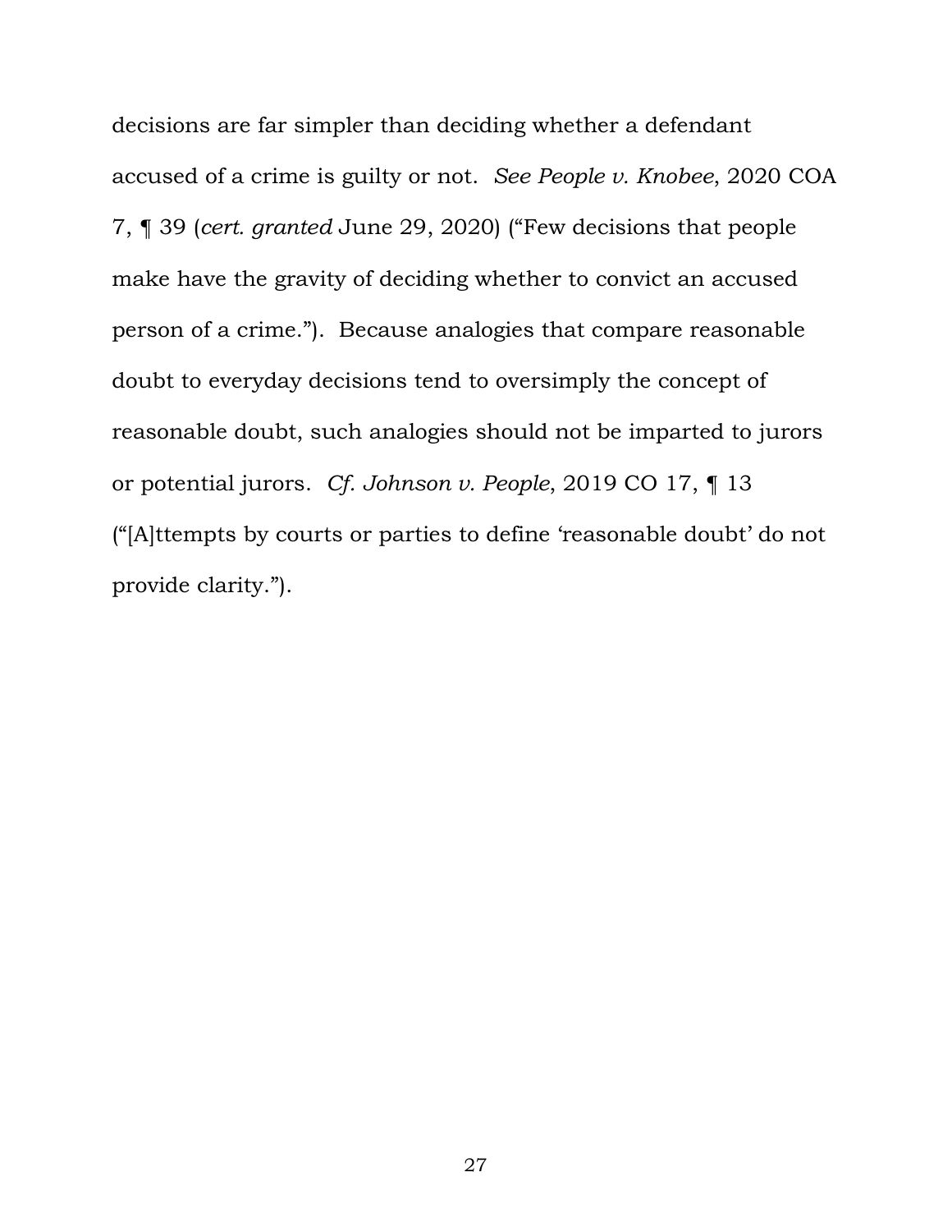decisions are far simpler than deciding whether a defendant accused of a crime is guilty or not. *See People v. Knobee*, 2020 COA 7, ¶ 39 (*cert. granted* June 29, 2020) ("Few decisions that people make have the gravity of deciding whether to convict an accused person of a crime."). Because analogies that compare reasonable doubt to everyday decisions tend to oversimply the concept of reasonable doubt, such analogies should not be imparted to jurors or potential jurors. *Cf. Johnson v. People*, 2019 CO 17, ¶ 13 ("[A]ttempts by courts or parties to define 'reasonable doubt' do not provide clarity.").